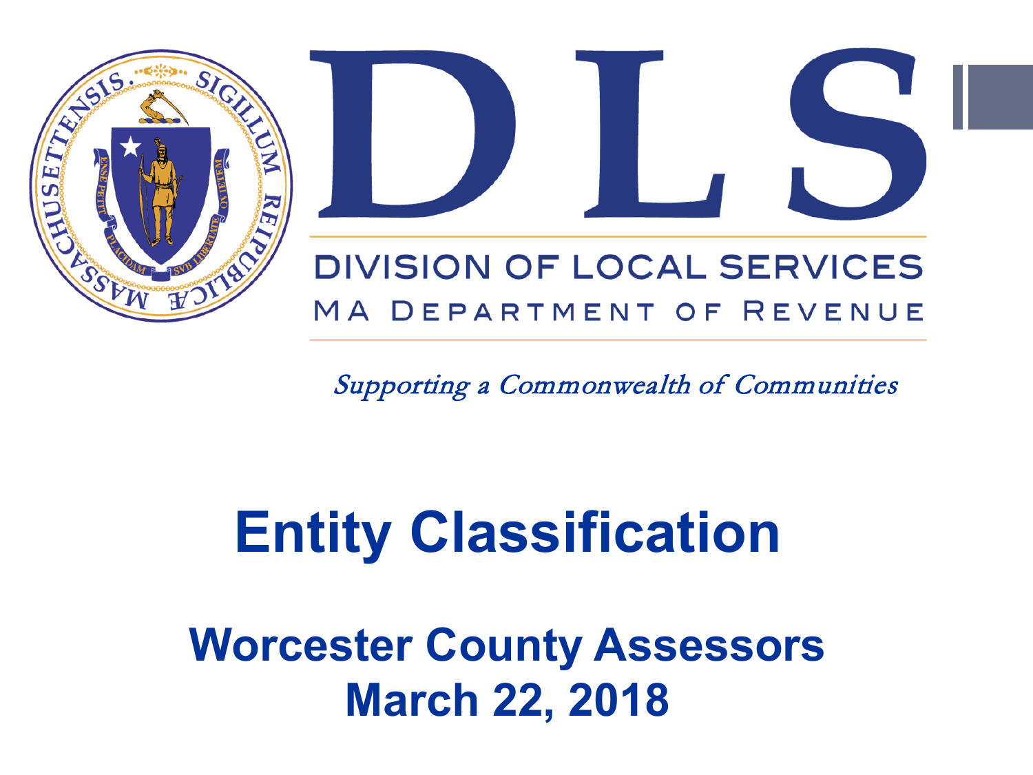# DLS

DIVISION OF LOCAL SERVICES

MA DEPARTMENT OF REVENUE

*Supporting a Commonwealth of Communities*

# Entity Classification

## Worcester County Assessors
## March 22, 2018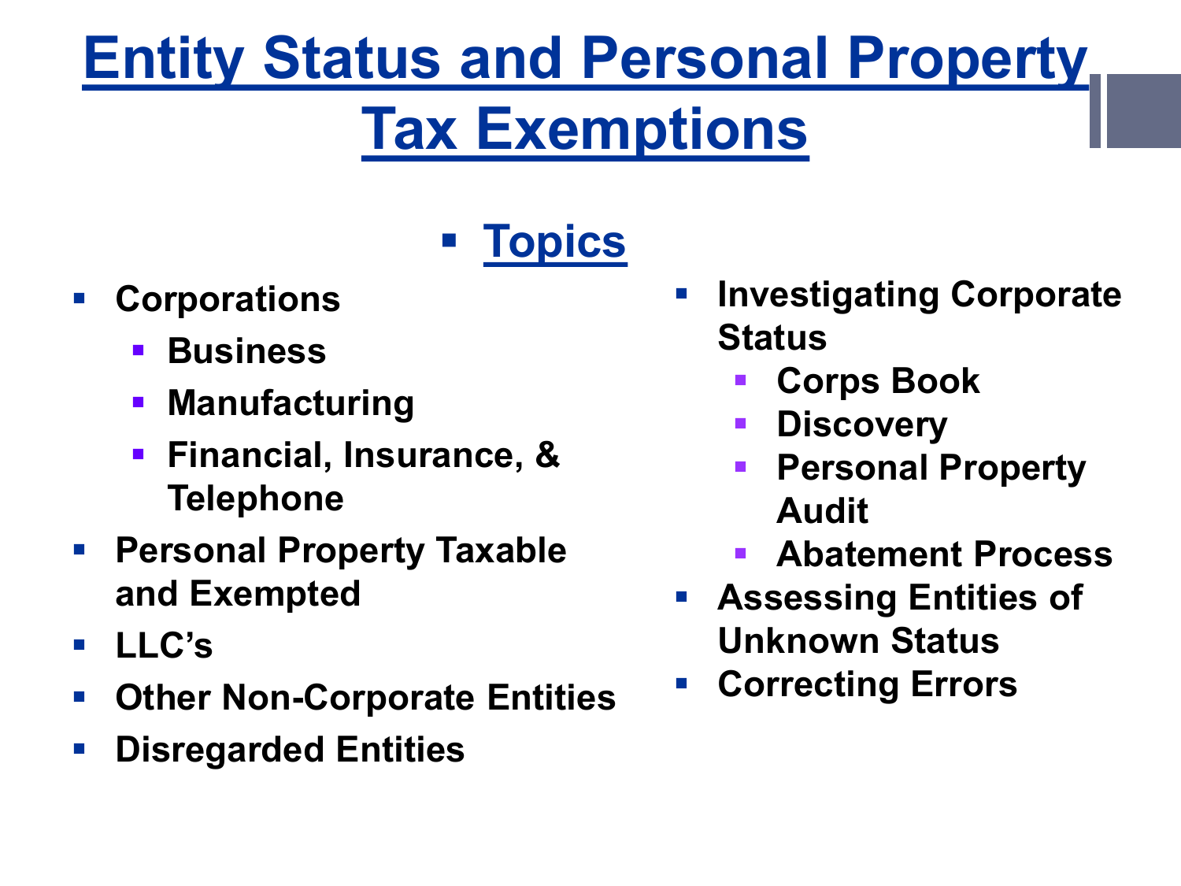# Entity Status and Personal Property Tax Exemptions

## Topics

- Corporations
  - Business
  - Manufacturing
  - Financial, Insurance, & Telephone
- Personal Property Taxable and Exempted
- LLC's
- Other Non-Corporate Entities
- Disregarded Entities
- Investigating Corporate Status
  - Corps Book
  - Discovery
  - Personal Property Audit
  - Abatement Process
- Assessing Entities of Unknown Status
- Correcting Errors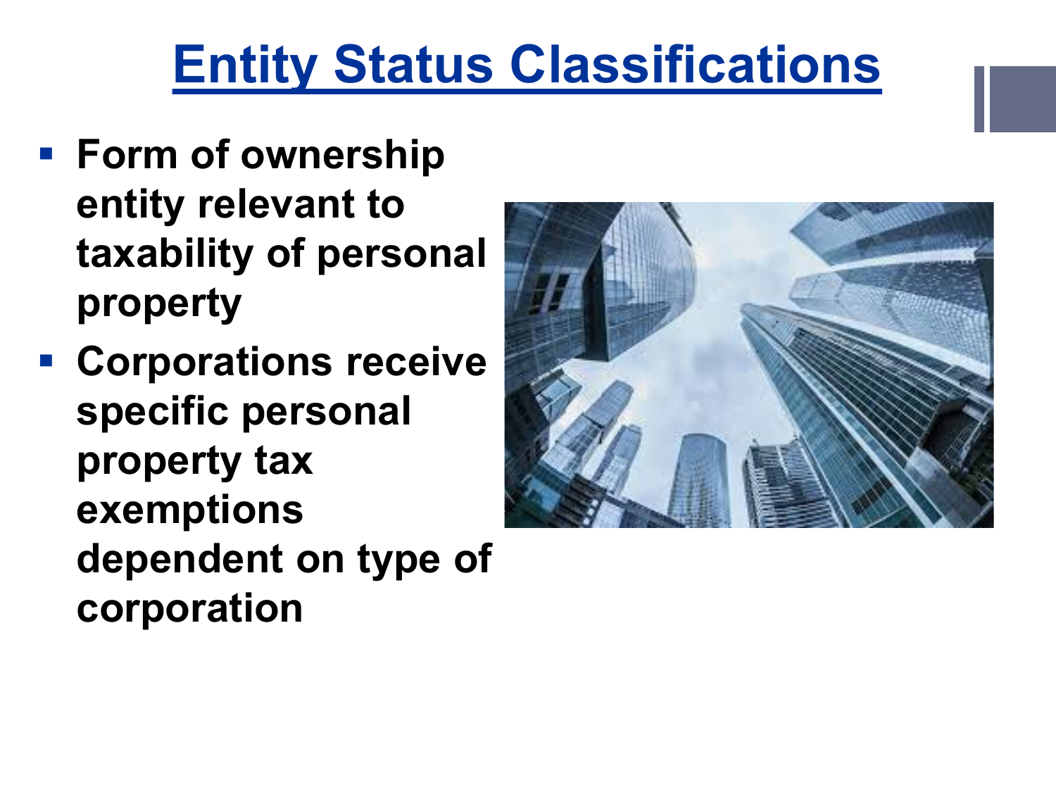# Entity Status Classifications

- **Form of ownership entity relevant to taxability of personal property**
- **Corporations receive specific personal property tax exemptions dependent on type of corporation**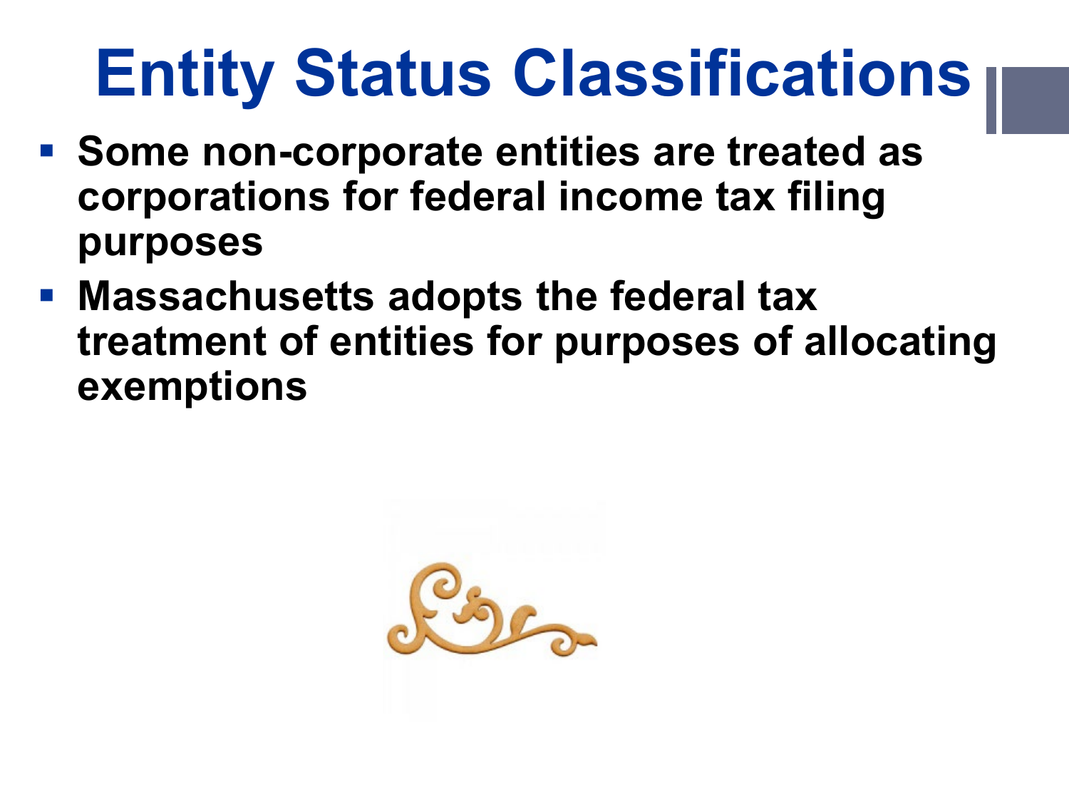# Entity Status Classifications

- **Some non-corporate entities are treated as corporations for federal income tax filing purposes**
- **Massachusetts adopts the federal tax treatment of entities for purposes of allocating exemptions**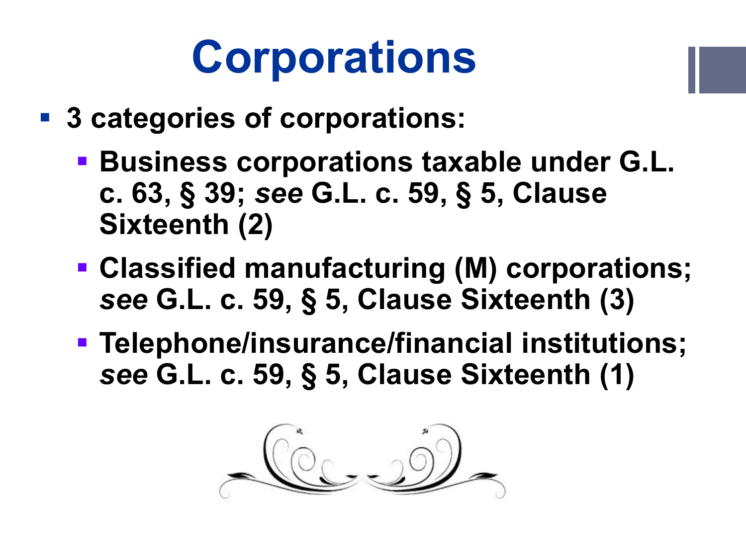# Corporations

- 3 categories of corporations:
  - Business corporations taxable under G.L. c. 63, § 39; *see* G.L. c. 59, § 5, Clause Sixteenth (2)
  - Classified manufacturing (M) corporations; *see* G.L. c. 59, § 5, Clause Sixteenth (3)
  - Telephone/insurance/financial institutions; *see* G.L. c. 59, § 5, Clause Sixteenth (1)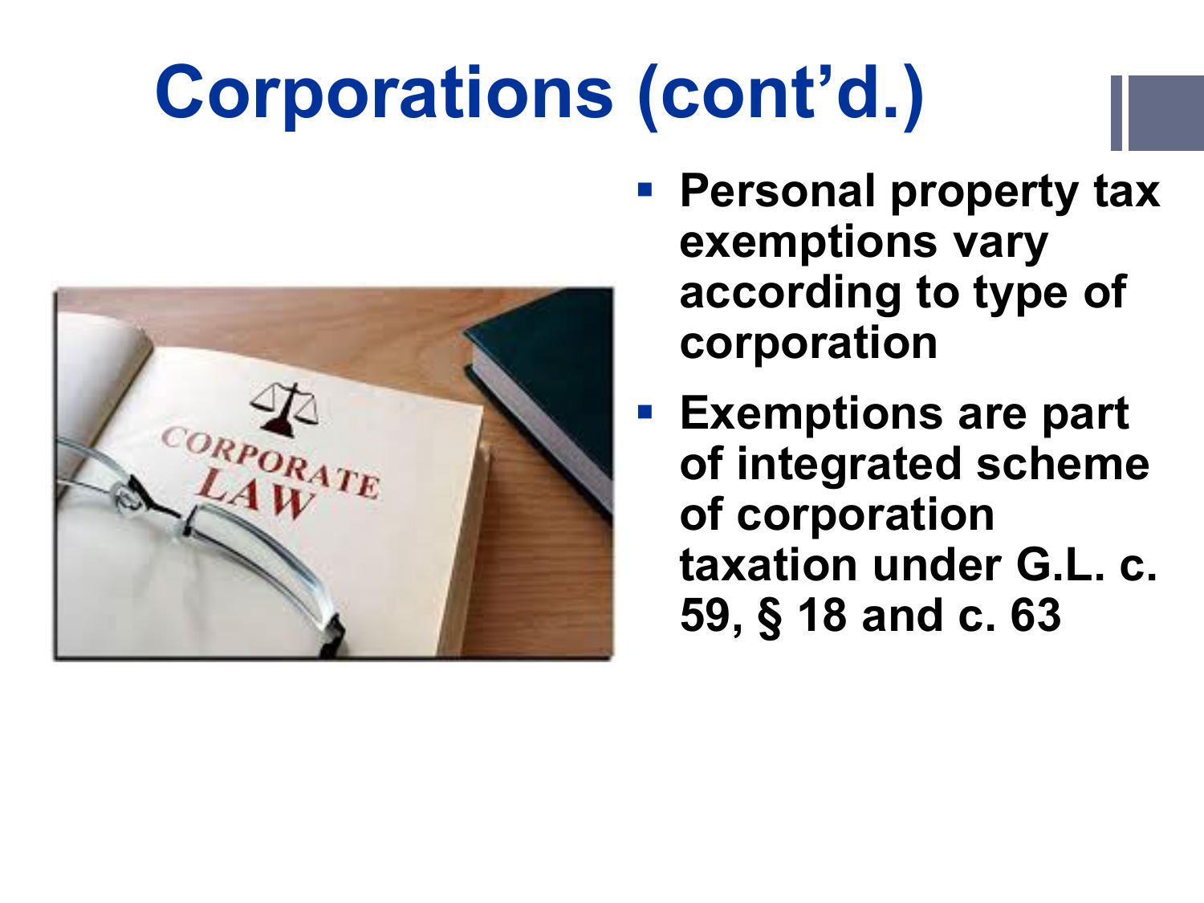# Corporations (cont'd.)

- Personal property tax exemptions vary according to type of corporation
- Exemptions are part of integrated scheme of corporation taxation under G.L. c. 59, § 18 and c. 63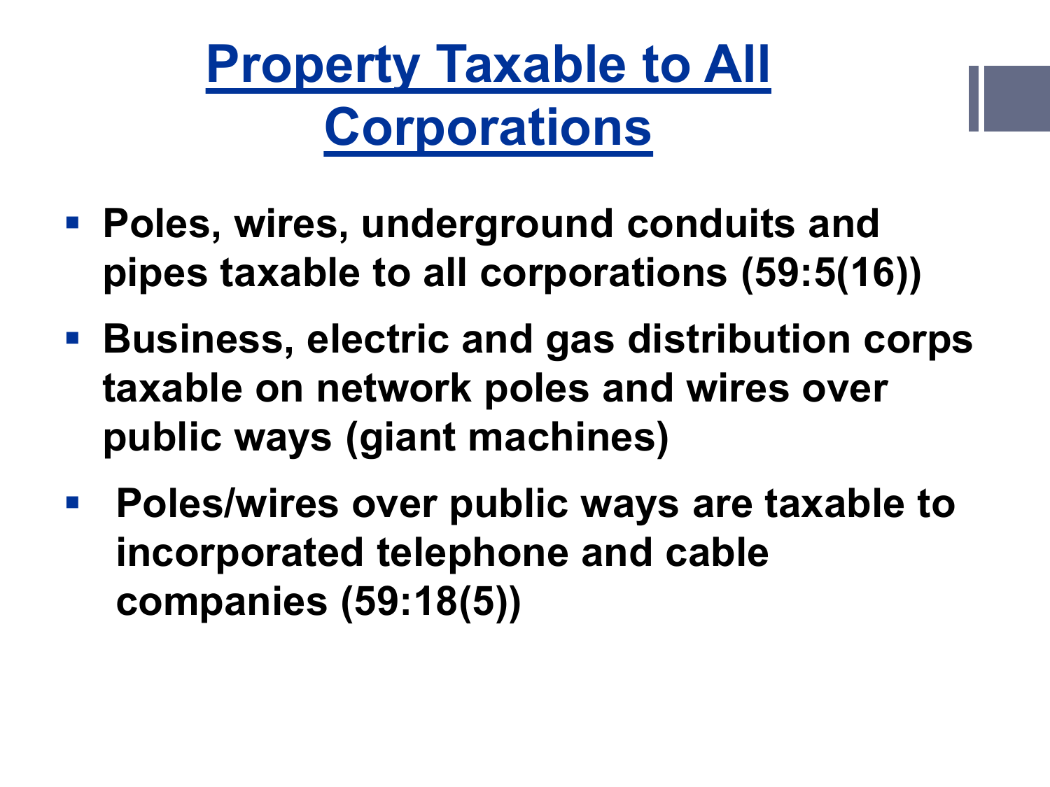# Property Taxable to All Corporations

- **Poles, wires, underground conduits and pipes taxable to all corporations (59:5(16))**
- **Business, electric and gas distribution corps taxable on network poles and wires over public ways (giant machines)**
- **Poles/wires over public ways are taxable to incorporated telephone and cable companies (59:18(5))**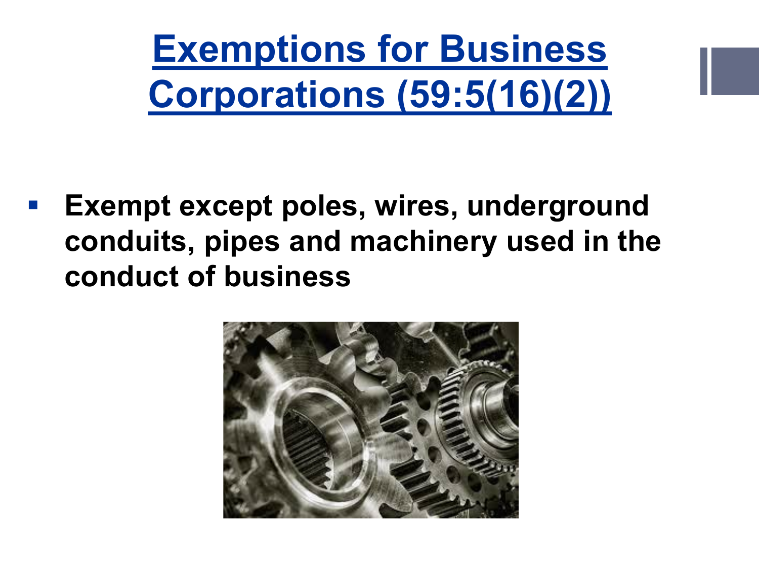# Exemptions for Business Corporations (59:5(16)(2))

- **Exempt except poles, wires, underground conduits, pipes and machinery used in the conduct of business**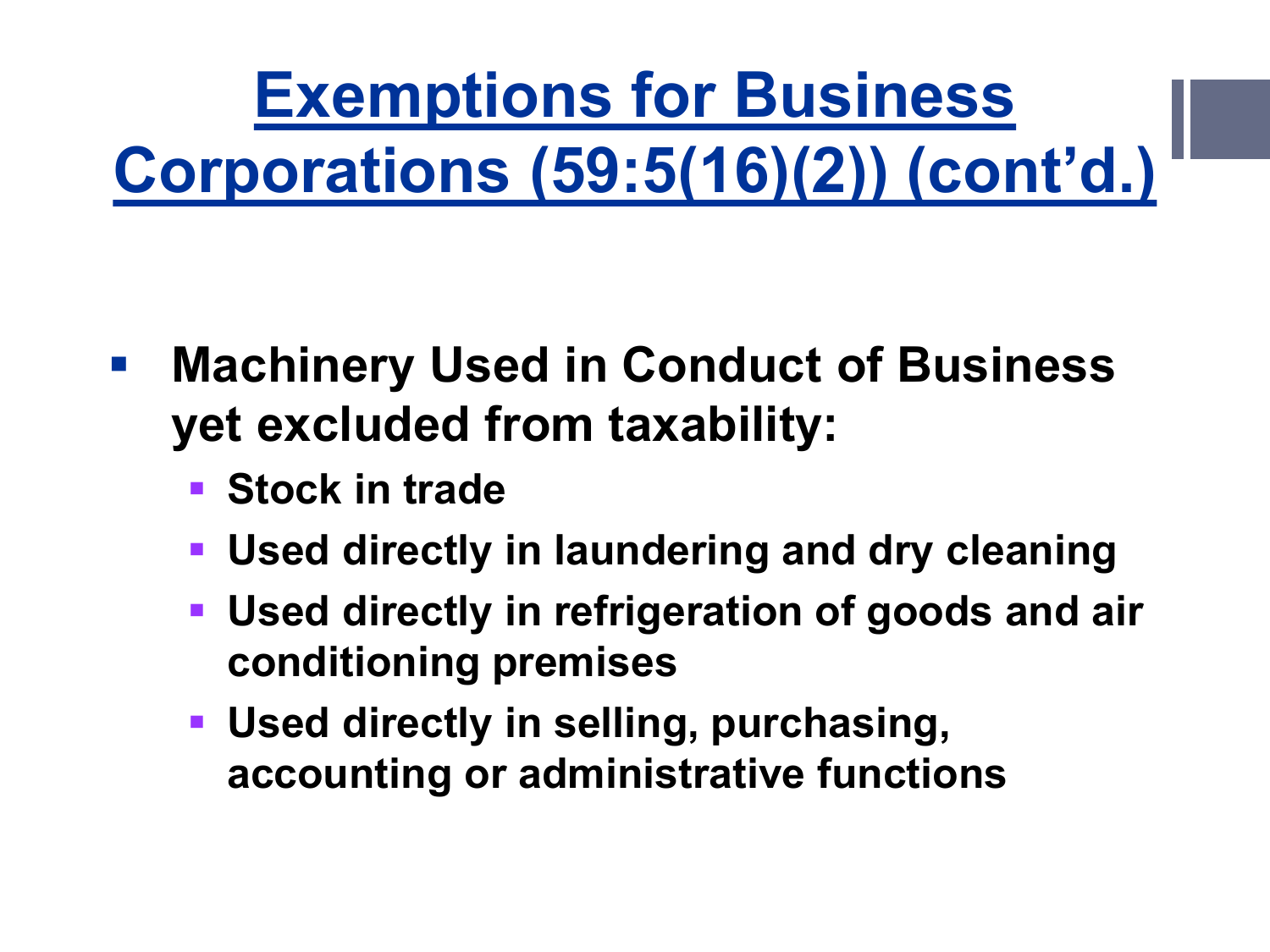# Exemptions for Business Corporations (59:5(16)(2)) (cont'd.)

- **Machinery Used in Conduct of Business yet excluded from taxability:**
  - **Stock in trade**
  - **Used directly in laundering and dry cleaning**
  - **Used directly in refrigeration of goods and air conditioning premises**
  - **Used directly in selling, purchasing, accounting or administrative functions**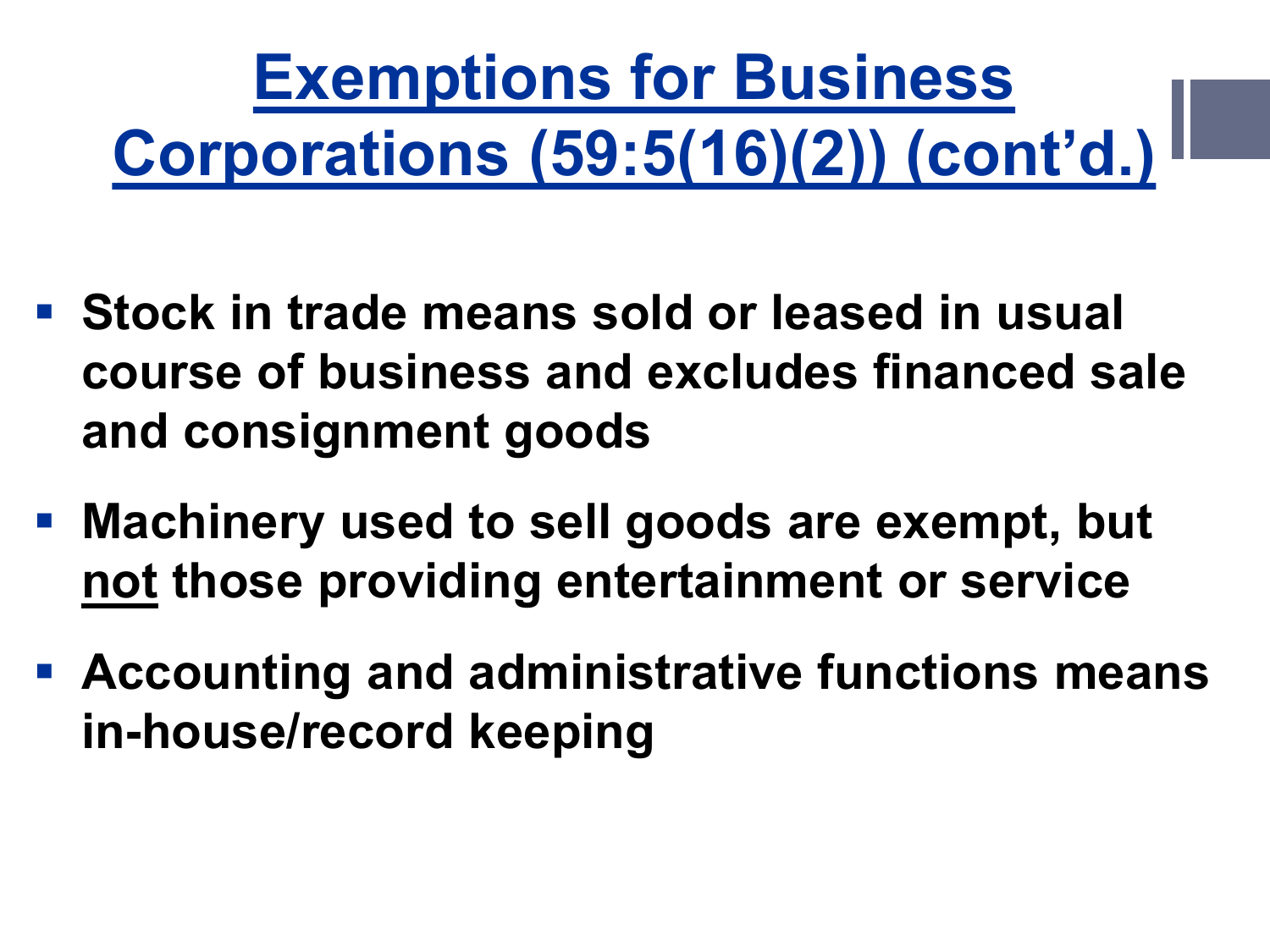# Exemptions for Business Corporations (59:5(16)(2)) (cont'd.)

- **Stock in trade means sold or leased in usual course of business and excludes financed sale and consignment goods**
- **Machinery used to sell goods are exempt, but <u>not</u> those providing entertainment or service**
- **Accounting and administrative functions means in-house/record keeping**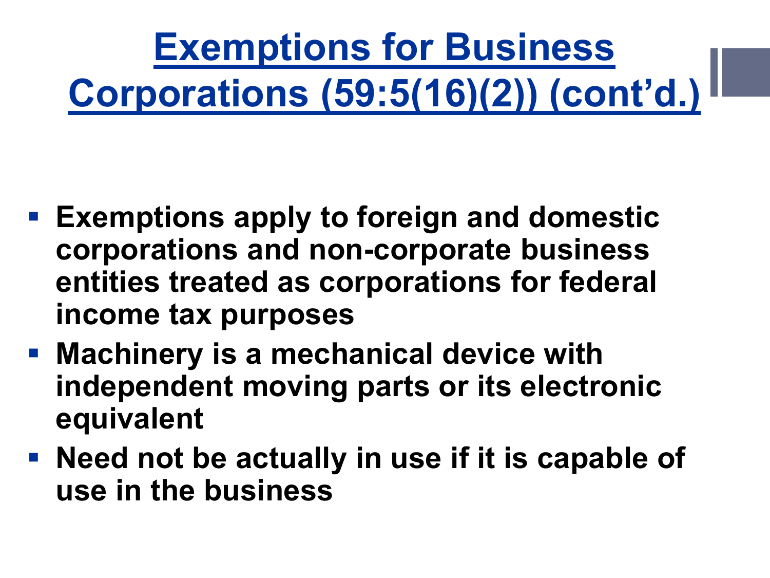# Exemptions for Business Corporations (59:5(16)(2)) (cont'd.)

- **Exemptions apply to foreign and domestic corporations and non-corporate business entities treated as corporations for federal income tax purposes**
- **Machinery is a mechanical device with independent moving parts or its electronic equivalent**
- **Need not be actually in use if it is capable of use in the business**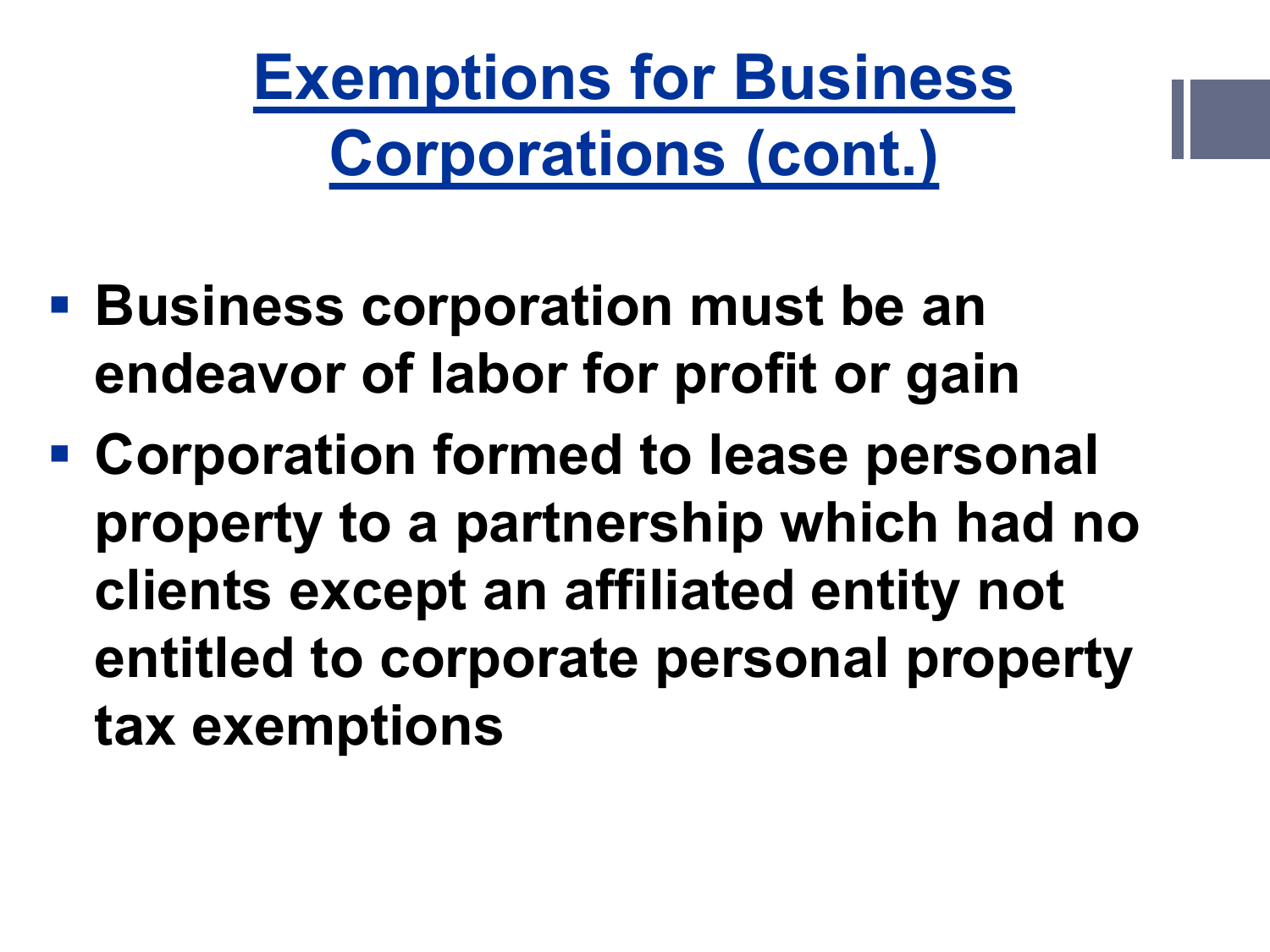# Exemptions for Business Corporations (cont.)

- **Business corporation must be an endeavor of labor for profit or gain**
- **Corporation formed to lease personal property to a partnership which had no clients except an affiliated entity not entitled to corporate personal property tax exemptions**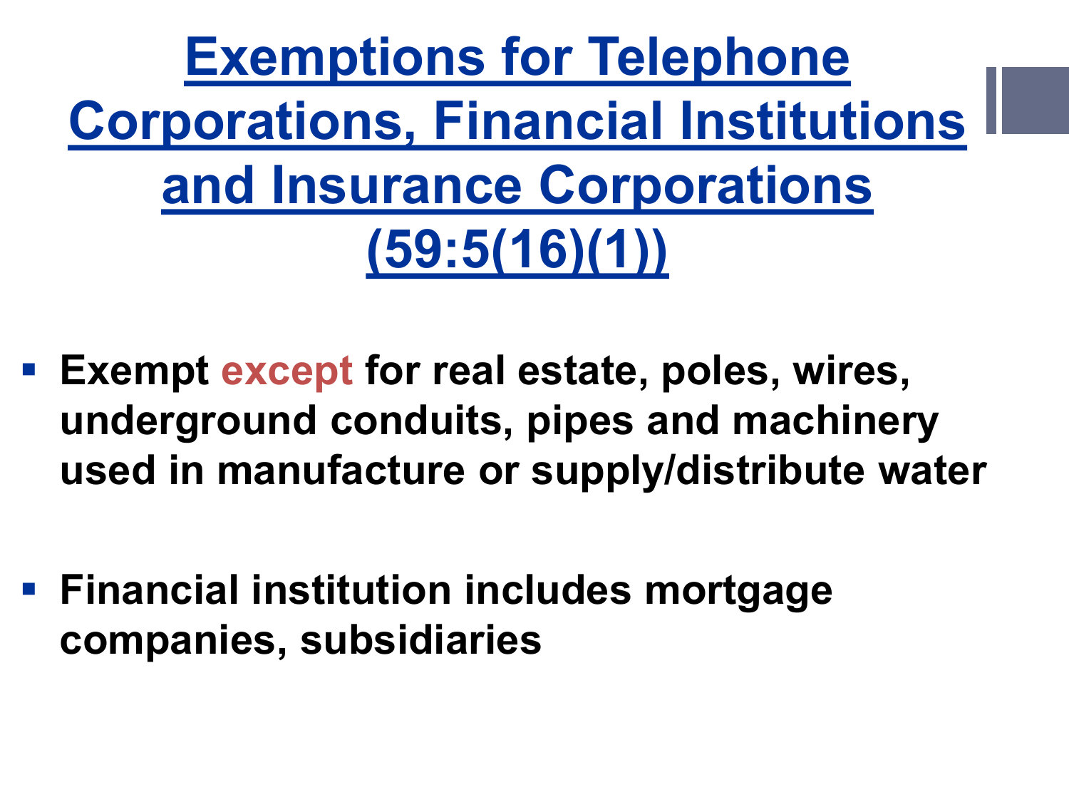# Exemptions for Telephone Corporations, Financial Institutions and Insurance Corporations (59:5(16)(1))

- **Exempt except for real estate, poles, wires, underground conduits, pipes and machinery used in manufacture or supply/distribute water**

- **Financial institution includes mortgage companies, subsidiaries**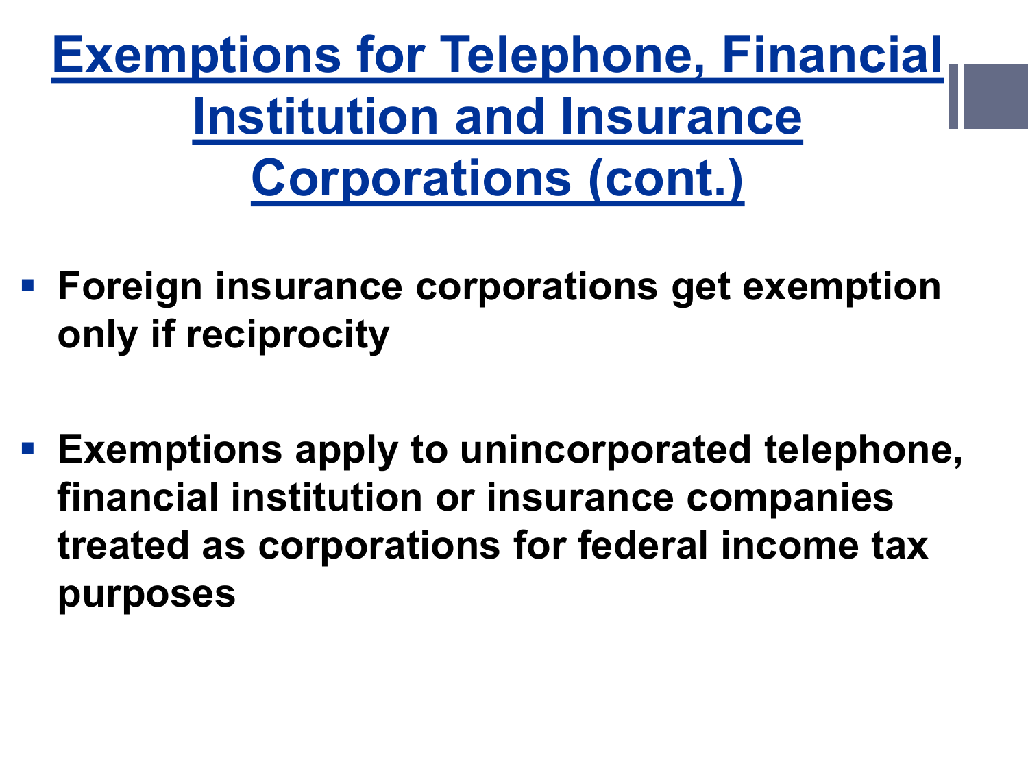# Exemptions for Telephone, Financial Institution and Insurance Corporations (cont.)

- **Foreign insurance corporations get exemption only if reciprocity**
- **Exemptions apply to unincorporated telephone, financial institution or insurance companies treated as corporations for federal income tax purposes**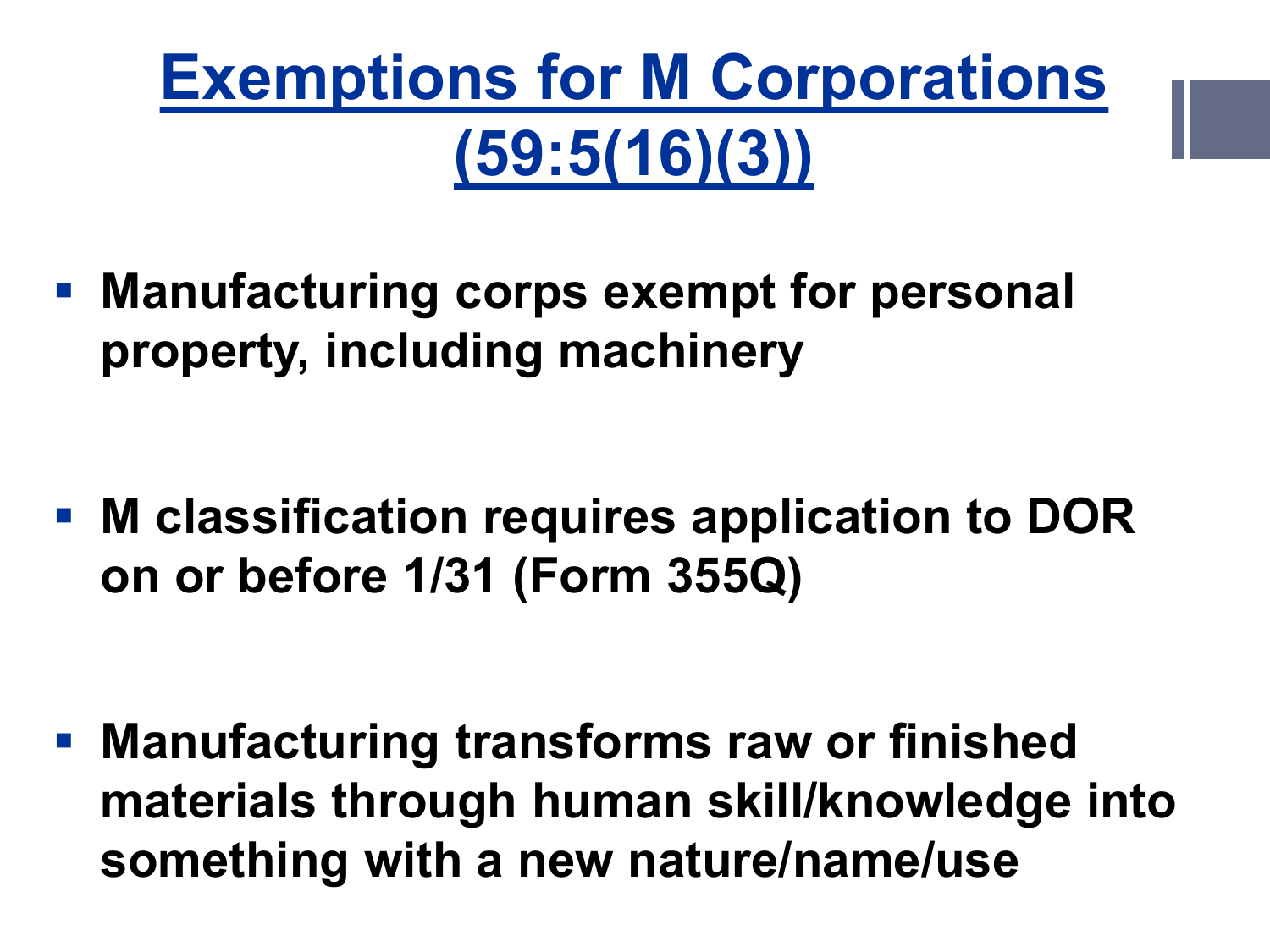# Exemptions for M Corporations (59:5(16)(3))

- **Manufacturing corps exempt for personal property, including machinery**

- **M classification requires application to DOR on or before 1/31 (Form 355Q)**

- **Manufacturing transforms raw or finished materials through human skill/knowledge into something with a new nature/name/use**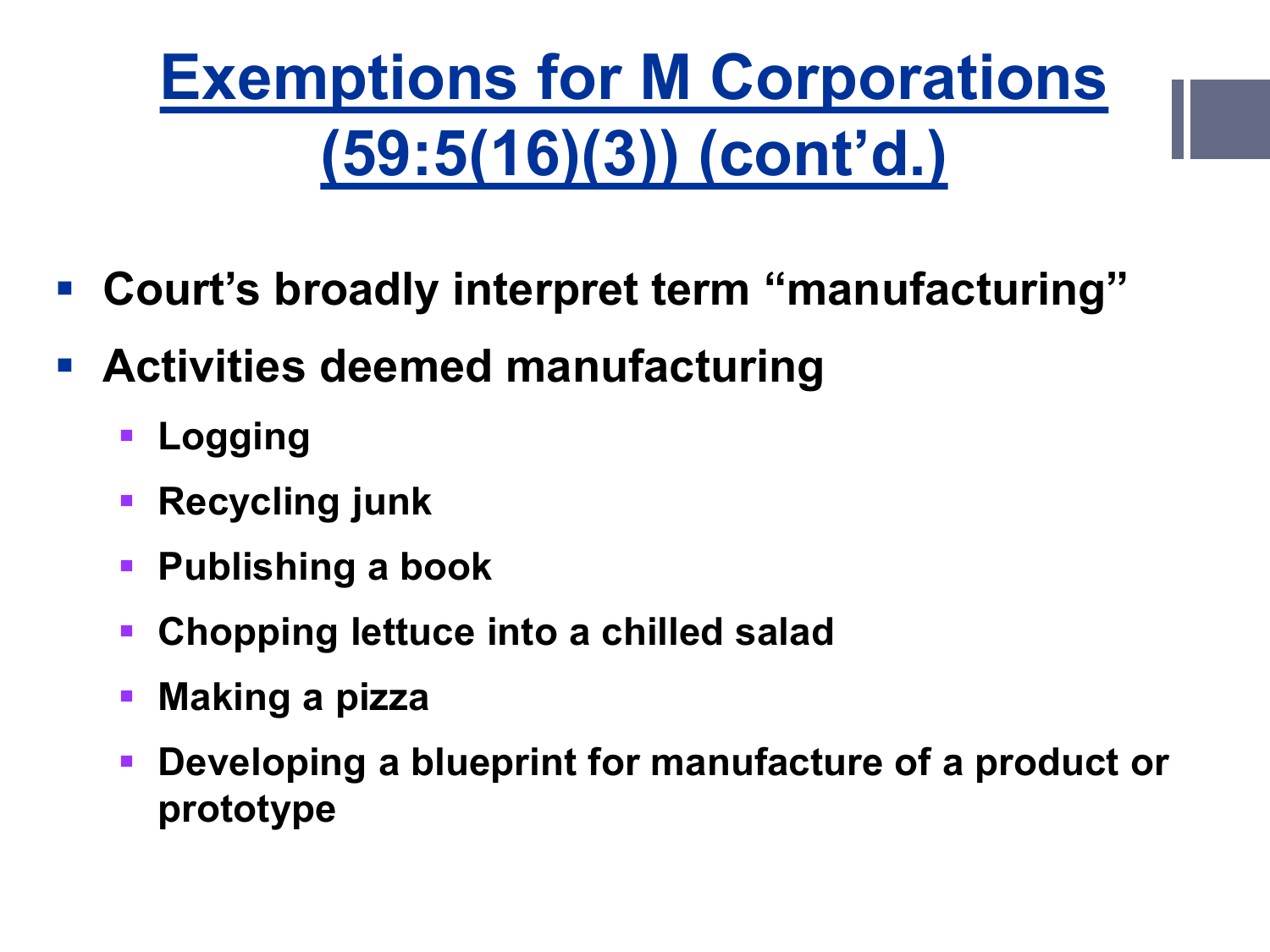# Exemptions for M Corporations (59:5(16)(3)) (cont'd.)

- **Court's broadly interpret term "manufacturing"**
- **Activities deemed manufacturing**
  - **Logging**
  - **Recycling junk**
  - **Publishing a book**
  - **Chopping lettuce into a chilled salad**
  - **Making a pizza**
  - **Developing a blueprint for manufacture of a product or prototype**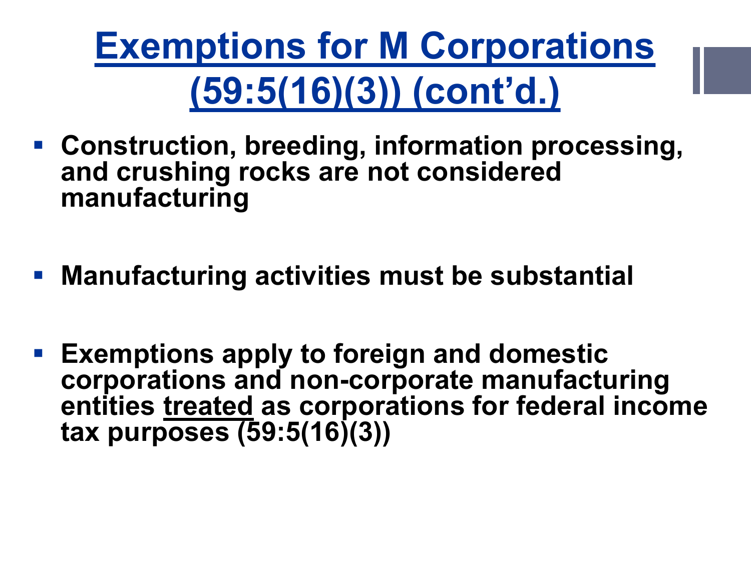# Exemptions for M Corporations (59:5(16)(3)) (cont'd.)

- **Construction, breeding, information processing, and crushing rocks are not considered manufacturing**

- **Manufacturing activities must be substantial**

- **Exemptions apply to foreign and domestic corporations and non-corporate manufacturing entities <u>treated</u> as corporations for federal income tax purposes (59:5(16)(3))**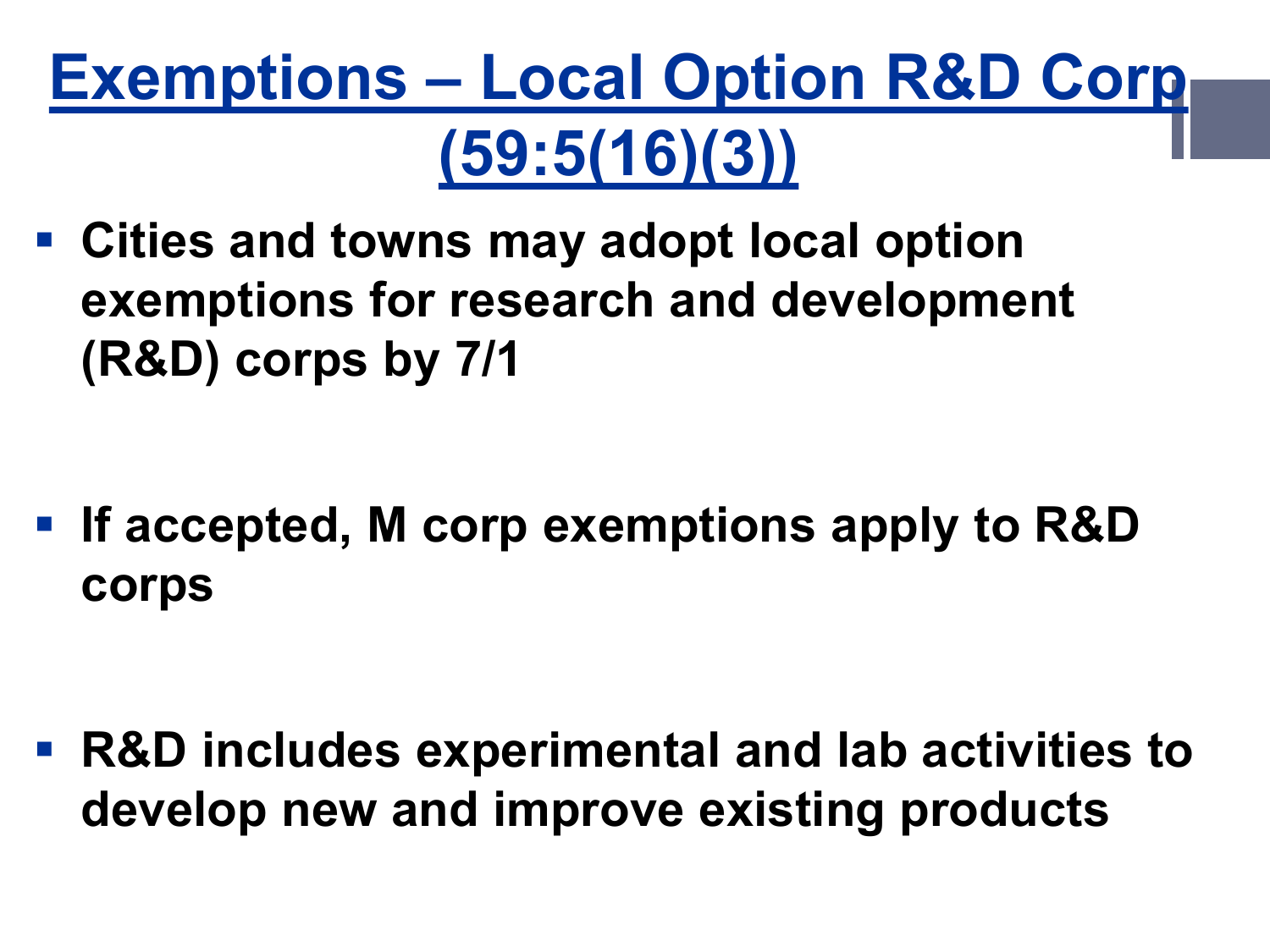# Exemptions – Local Option R&D Corp (59:5(16)(3))

- **Cities and towns may adopt local option exemptions for research and development (R&D) corps by 7/1**

- **If accepted, M corp exemptions apply to R&D corps**

- **R&D includes experimental and lab activities to develop new and improve existing products**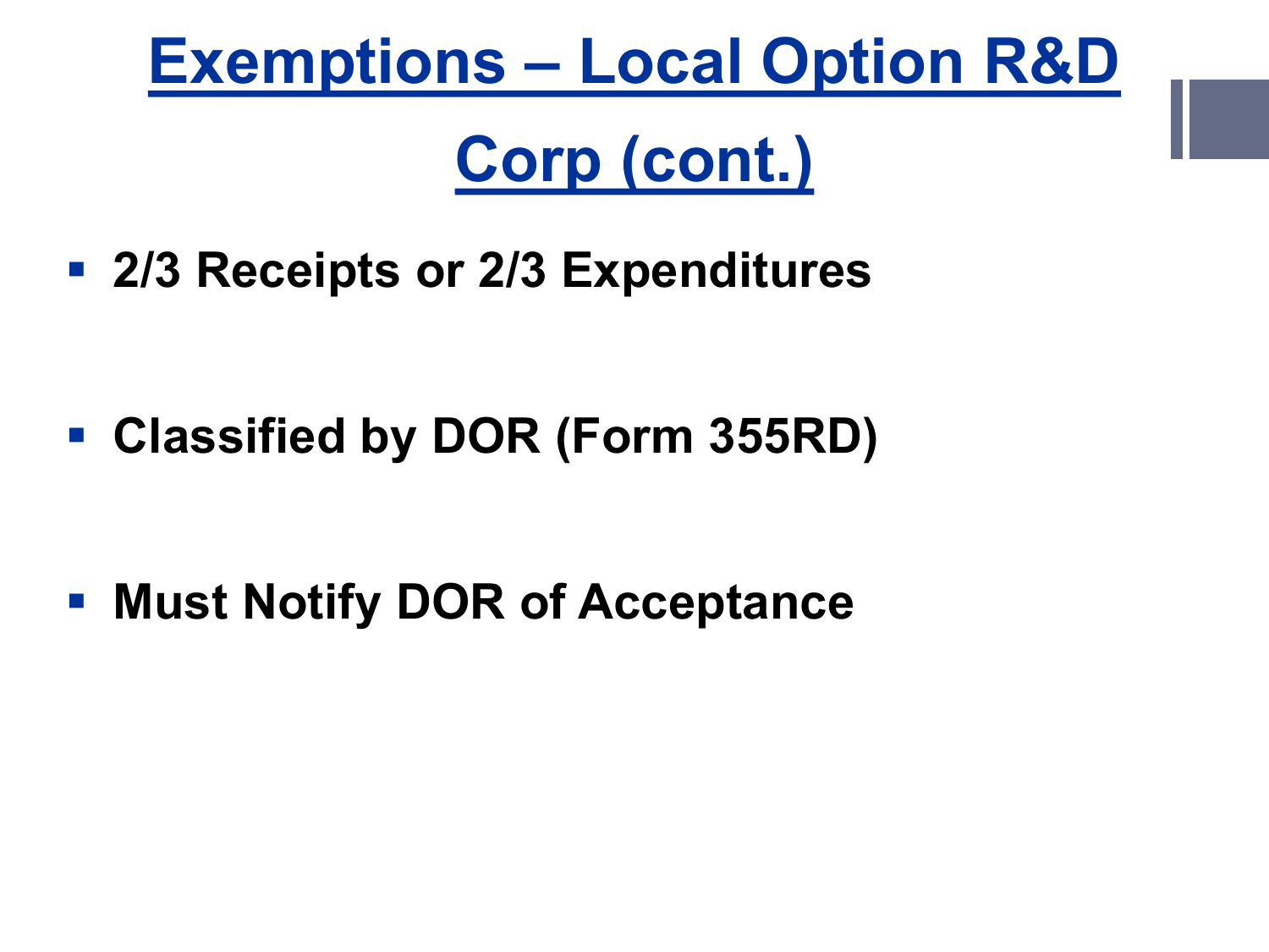# Exemptions – Local Option R&D Corp (cont.)

- **2/3 Receipts or 2/3 Expenditures**
- **Classified by DOR (Form 355RD)**
- **Must Notify DOR of Acceptance**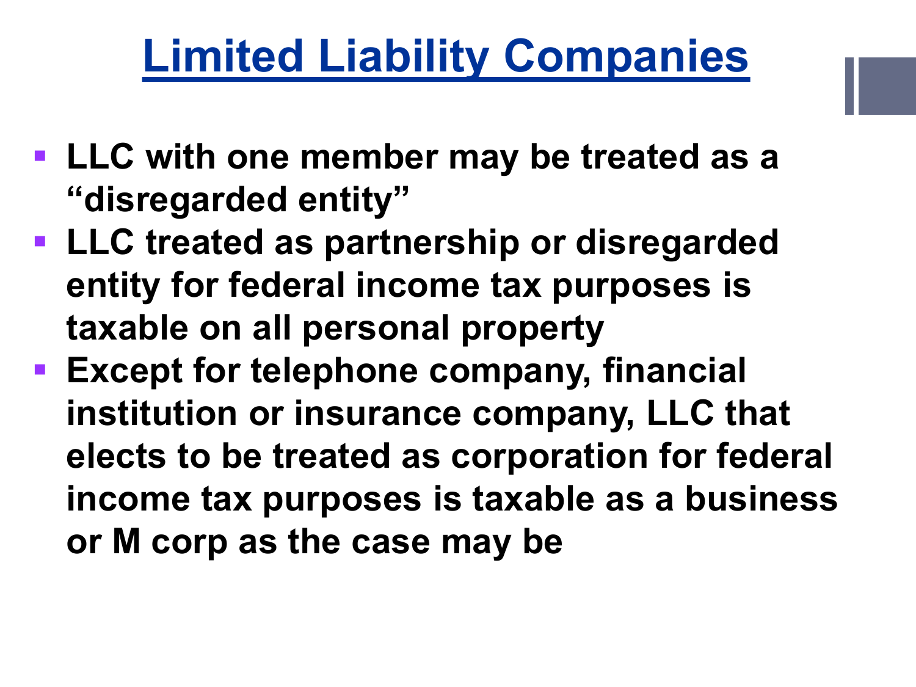# Limited Liability Companies

- **LLC with one member may be treated as a "disregarded entity"**
- **LLC treated as partnership or disregarded entity for federal income tax purposes is taxable on all personal property**
- **Except for telephone company, financial institution or insurance company, LLC that elects to be treated as corporation for federal income tax purposes is taxable as a business or M corp as the case may be**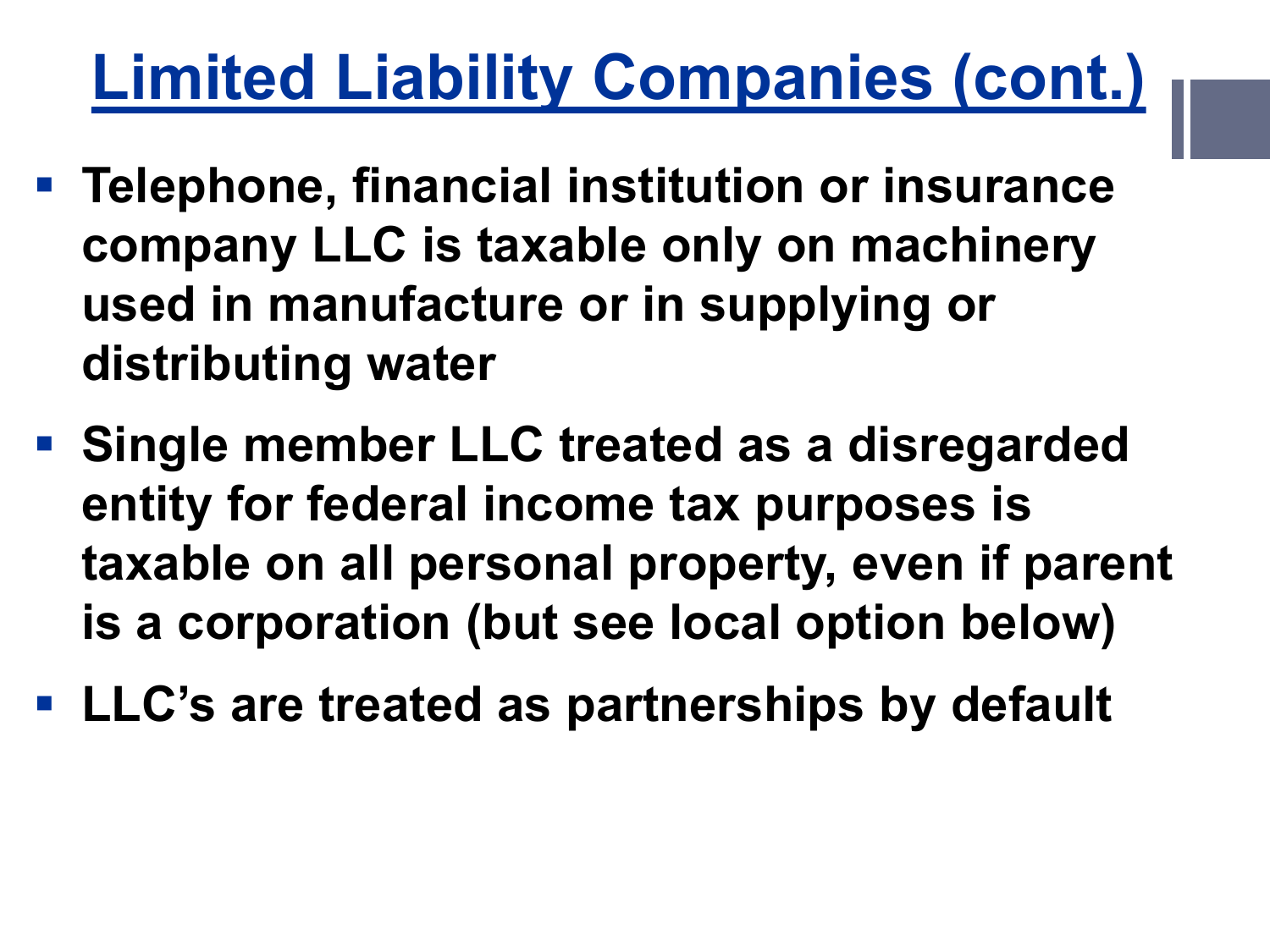# Limited Liability Companies (cont.)

- **Telephone, financial institution or insurance company LLC is taxable only on machinery used in manufacture or in supplying or distributing water**
- **Single member LLC treated as a disregarded entity for federal income tax purposes is taxable on all personal property, even if parent is a corporation (but see local option below)**
- **LLC's are treated as partnerships by default**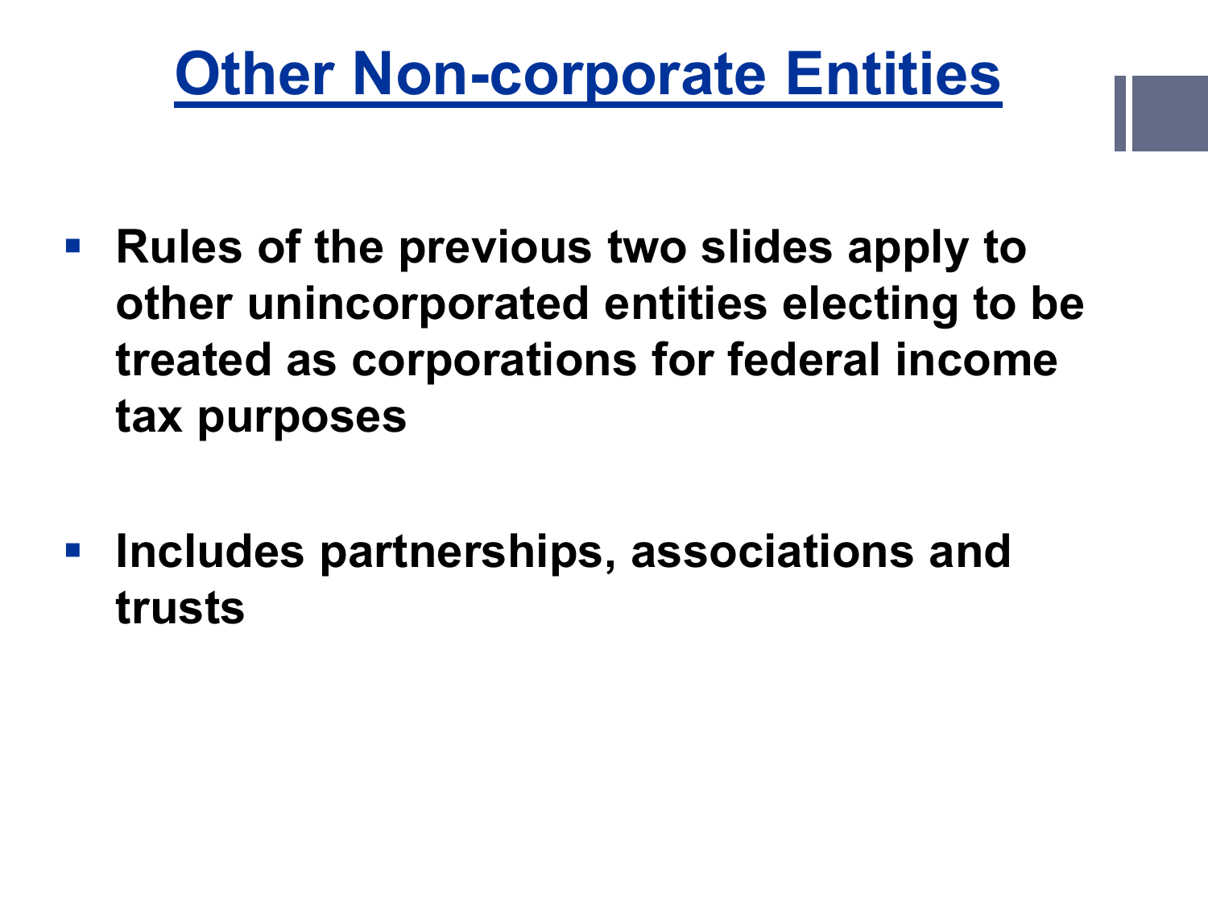# Other Non-corporate Entities

- **Rules of the previous two slides apply to other unincorporated entities electing to be treated as corporations for federal income tax purposes**

- **Includes partnerships, associations and trusts**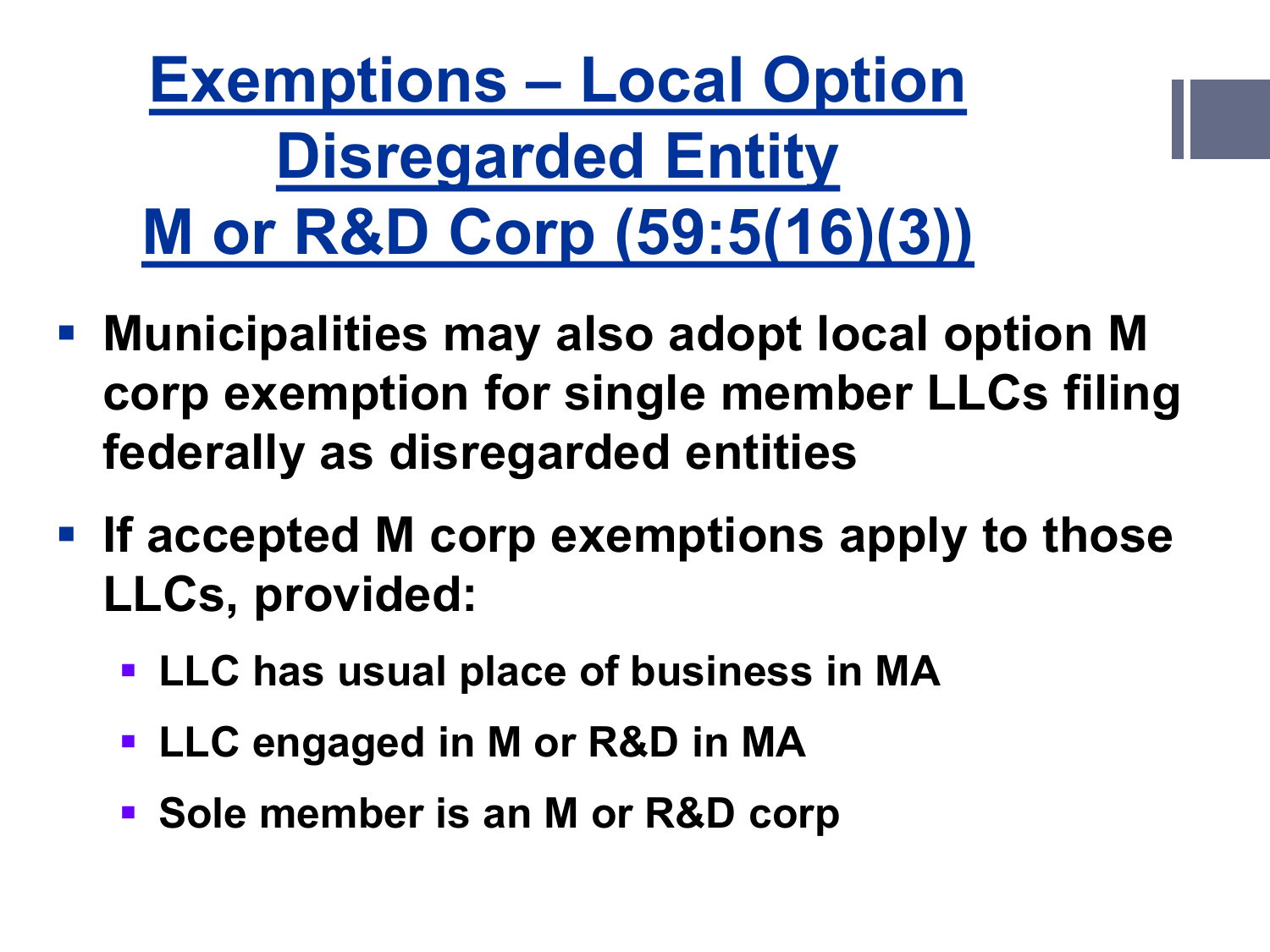# Exemptions – Local Option Disregarded Entity M or R&D Corp (59:5(16)(3))

- **Municipalities may also adopt local option M corp exemption for single member LLCs filing federally as disregarded entities**
- **If accepted M corp exemptions apply to those LLCs, provided:**
  - **LLC has usual place of business in MA**
  - **LLC engaged in M or R&D in MA**
  - **Sole member is an M or R&D corp**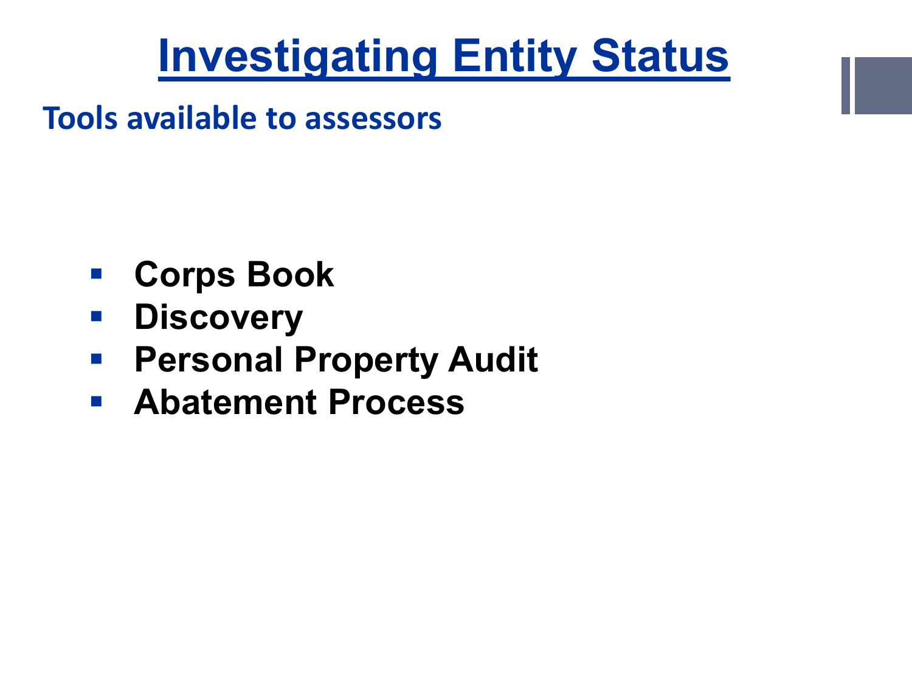# Investigating Entity Status

## Tools available to assessors

- **Corps Book**
- **Discovery**
- **Personal Property Audit**
- **Abatement Process**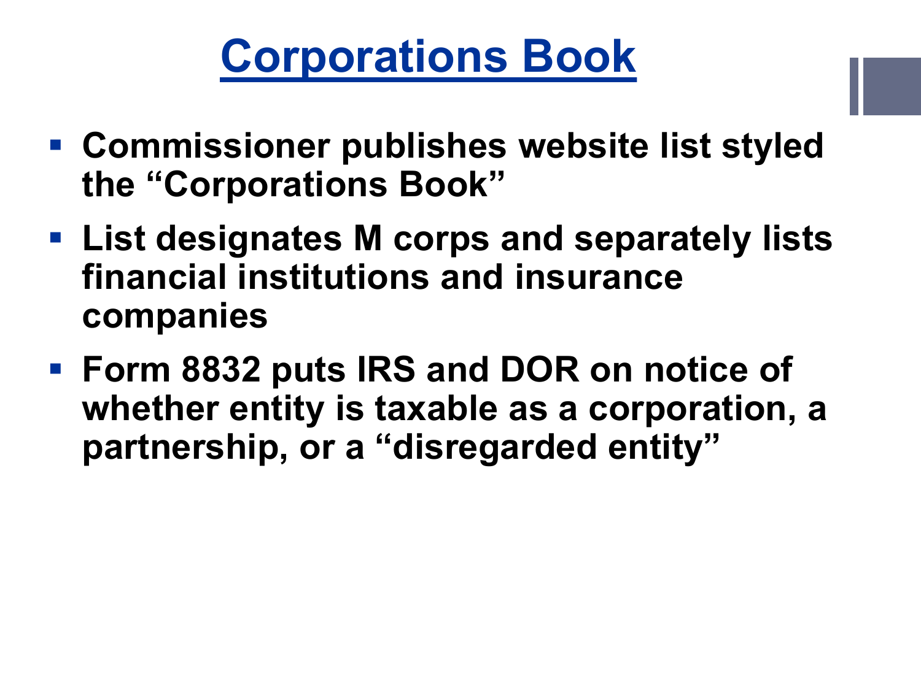# Corporations Book

- **Commissioner publishes website list styled the "Corporations Book"**
- **List designates M corps and separately lists financial institutions and insurance companies**
- **Form 8832 puts IRS and DOR on notice of whether entity is taxable as a corporation, a partnership, or a "disregarded entity"**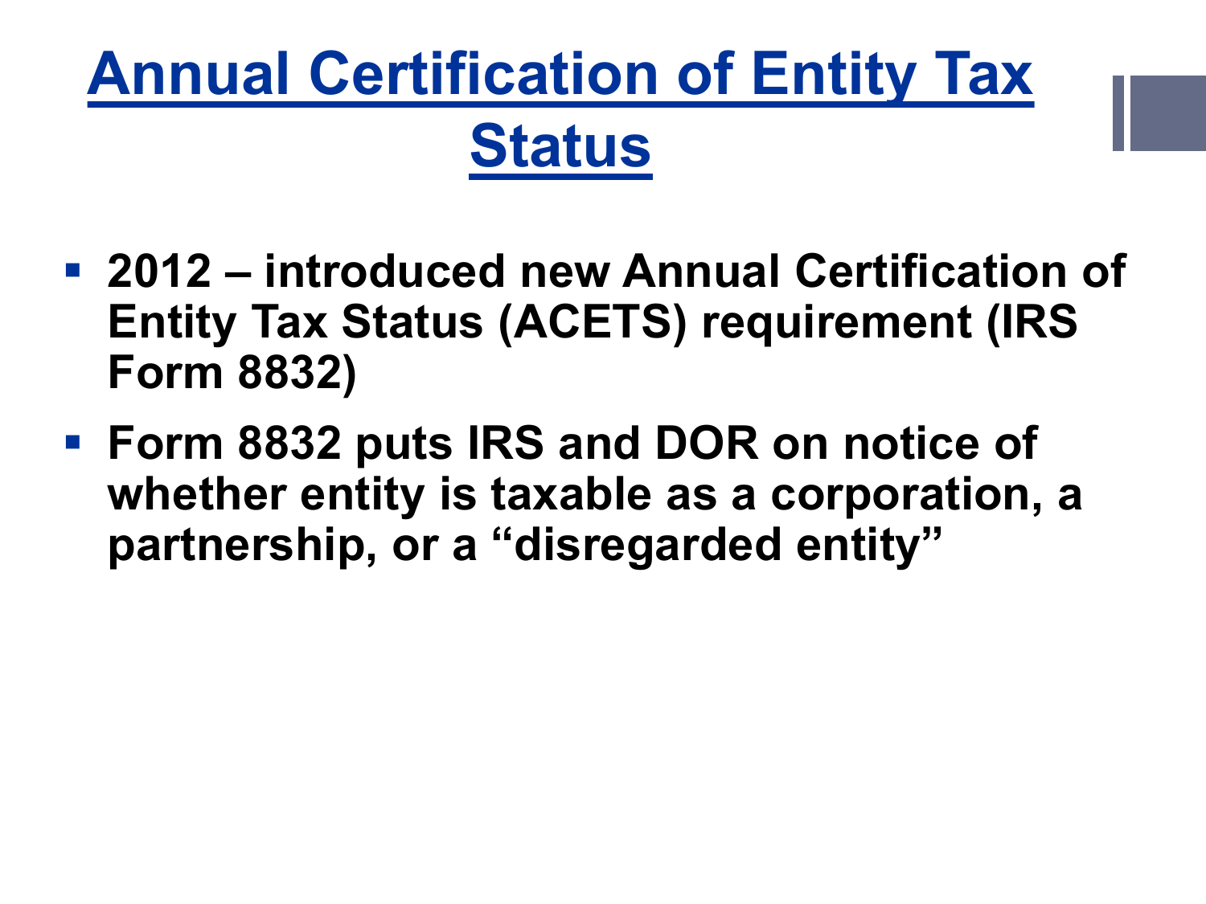# Annual Certification of Entity Tax Status

- **2012 – introduced new Annual Certification of Entity Tax Status (ACETS) requirement (IRS Form 8832)**
- **Form 8832 puts IRS and DOR on notice of whether entity is taxable as a corporation, a partnership, or a "disregarded entity"**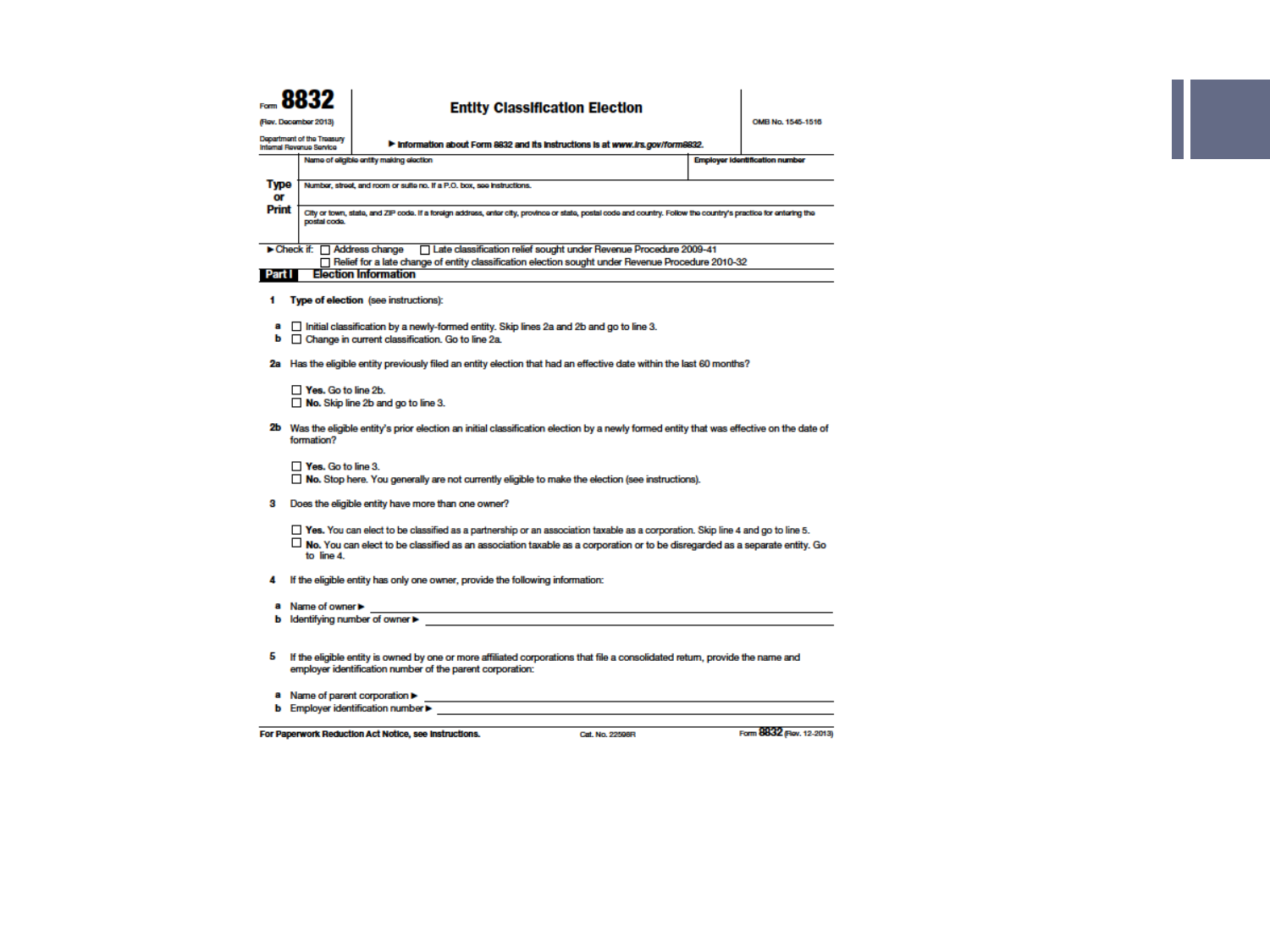Form **8832**
(Rev. December 2013)
Department of the Treasury
Internal Revenue Service

# Entity Classification Election

▶ Information about Form 8832 and its instructions is at www.irs.gov/form8832.

OMB No. 1545-1516

**Type or Print**

| Name of eligible entity making election | Employer identification number |
| --- | --- |
| Number, street, and room or suite no. If a P.O. box, see instructions. | |
| City or town, state, and ZIP code. If a foreign address, enter city, province or state, postal code and country. Follow the country's practice for entering the postal code. | |

▶ Check if: ☐ Address change ☐ Late classification relief sought under Revenue Procedure 2009-41
☐ Relief for a late change of entity classification election sought under Revenue Procedure 2010-32

## Part I Election Information

**1** **Type of election** (see instructions):

**a** ☐ Initial classification by a newly-formed entity. Skip lines 2a and 2b and go to line 3.
**b** ☐ Change in current classification. Go to line 2a.

**2a** Has the eligible entity previously filed an entity election that had an effective date within the last 60 months?

☐ **Yes.** Go to line 2b.
☐ **No.** Skip line 2b and go to line 3.

**2b** Was the eligible entity's prior election an initial classification election by a newly formed entity that was effective on the date of formation?

☐ **Yes.** Go to line 3.
☐ **No.** Stop here. You generally are not currently eligible to make the election (see instructions).

**3** Does the eligible entity have more than one owner?

☐ **Yes.** You can elect to be classified as a partnership or an association taxable as a corporation. Skip line 4 and go to line 5.
☐ **No.** You can elect to be classified as an association taxable as a corporation or to be disregarded as a separate entity. Go to line 4.

**4** If the eligible entity has only one owner, provide the following information:

**a** Name of owner ▶ \_\_\_\_\_\_\_\_\_\_\_\_\_\_\_\_\_\_\_\_
**b** Identifying number of owner ▶ \_\_\_\_\_\_\_\_\_\_\_\_\_\_\_\_\_\_\_\_

**5** If the eligible entity is owned by one or more affiliated corporations that file a consolidated return, provide the name and employer identification number of the parent corporation:

**a** Name of parent corporation ▶ \_\_\_\_\_\_\_\_\_\_\_\_\_\_\_\_\_\_\_\_
**b** Employer identification number ▶ \_\_\_\_\_\_\_\_\_\_\_\_\_\_\_\_\_\_\_\_

**For Paperwork Reduction Act Notice, see instructions.** Cat. No. 22598R Form **8832** (Rev. 12-2013)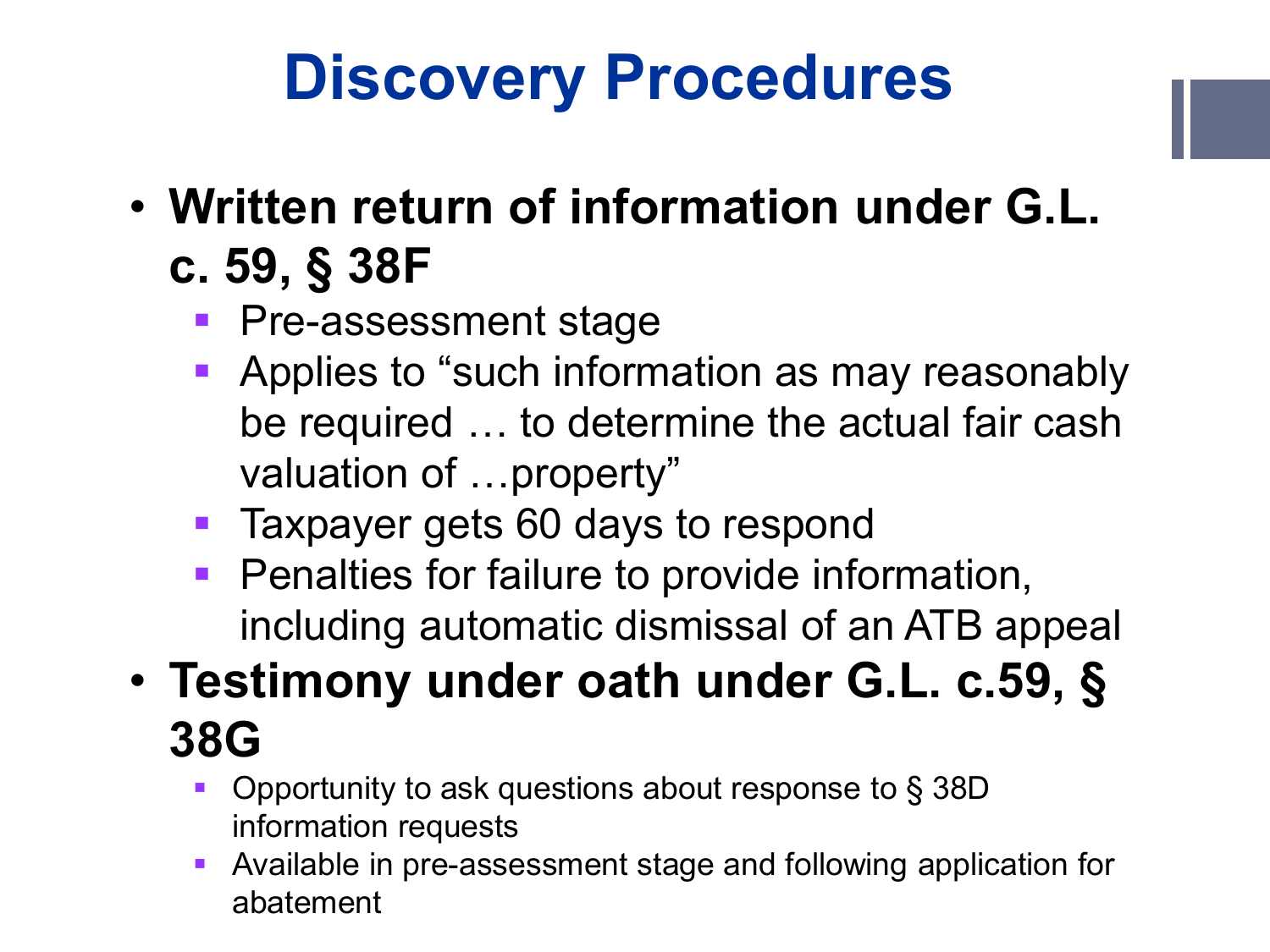# Discovery Procedures

- **Written return of information under G.L. c. 59, § 38F**
  - Pre-assessment stage
  - Applies to "such information as may reasonably be required … to determine the actual fair cash valuation of …property"
  - Taxpayer gets 60 days to respond
  - Penalties for failure to provide information, including automatic dismissal of an ATB appeal
- **Testimony under oath under G.L. c.59, § 38G**
  - Opportunity to ask questions about response to § 38D information requests
  - Available in pre-assessment stage and following application for abatement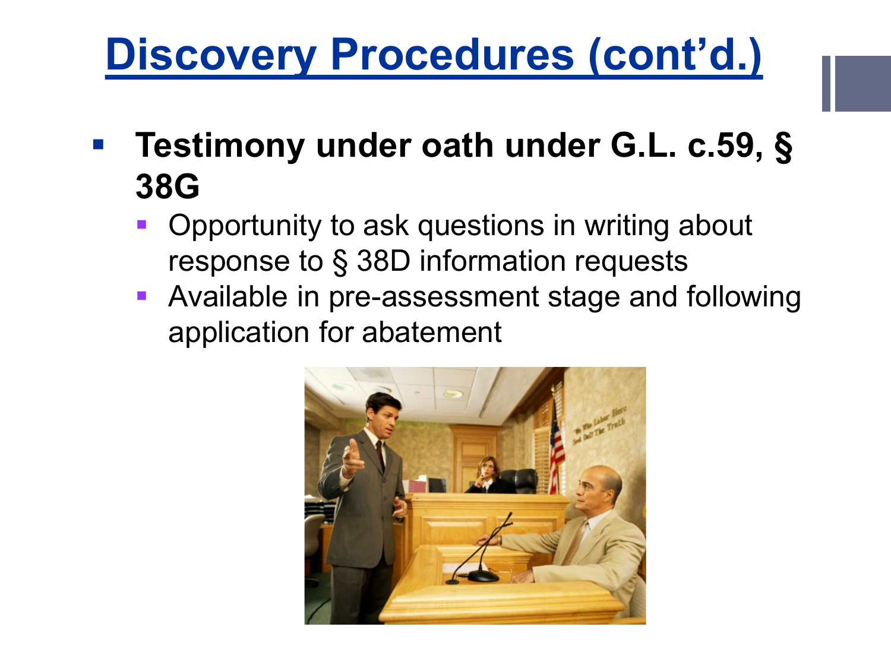# Discovery Procedures (cont'd.)

- **Testimony under oath under G.L. c.59, § 38G**
  - Opportunity to ask questions in writing about response to § 38D information requests
  - Available in pre-assessment stage and following application for abatement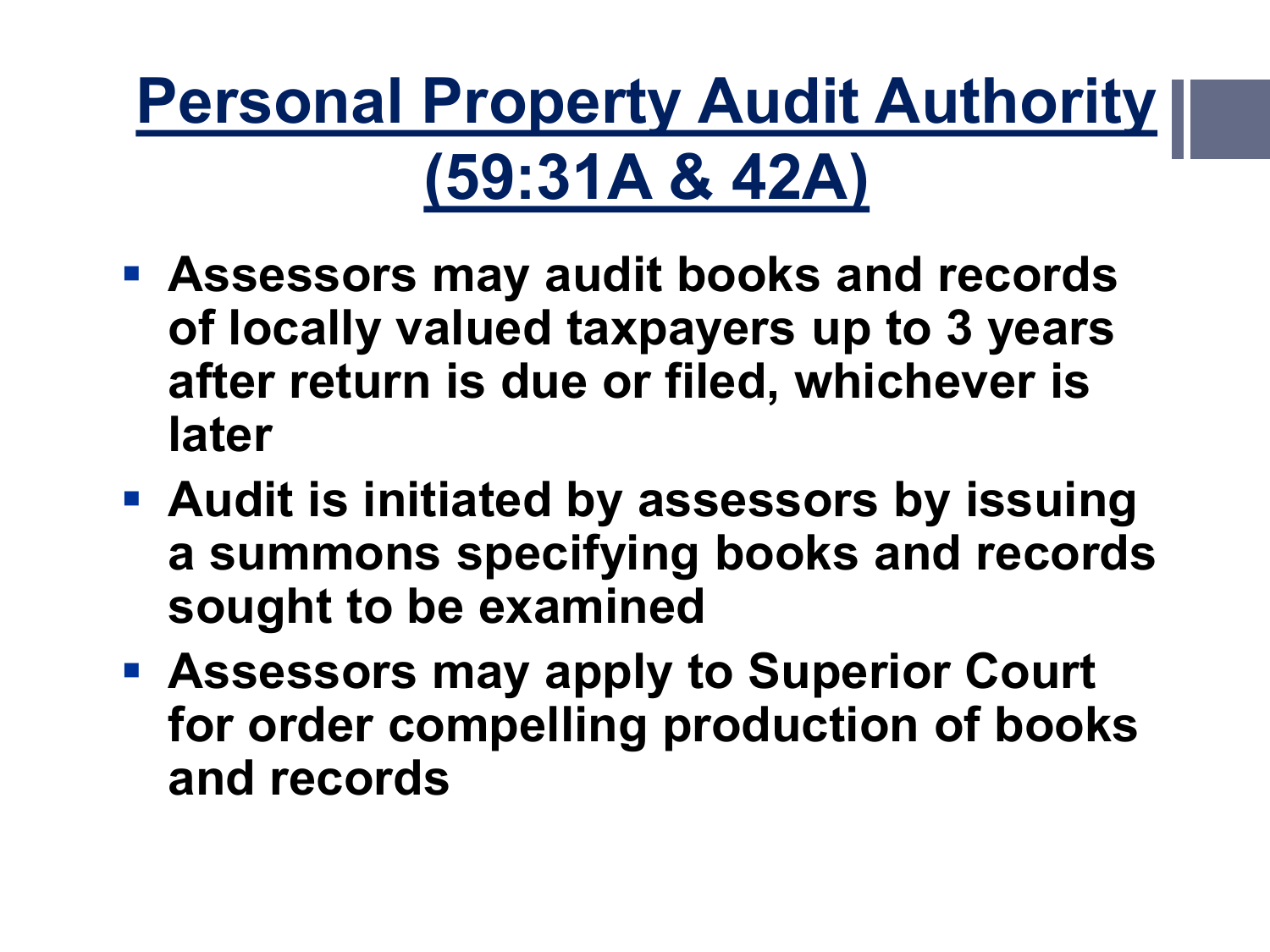# Personal Property Audit Authority (59:31A & 42A)

- Assessors may audit books and records of locally valued taxpayers up to 3 years after return is due or filed, whichever is later
- Audit is initiated by assessors by issuing a summons specifying books and records sought to be examined
- Assessors may apply to Superior Court for order compelling production of books and records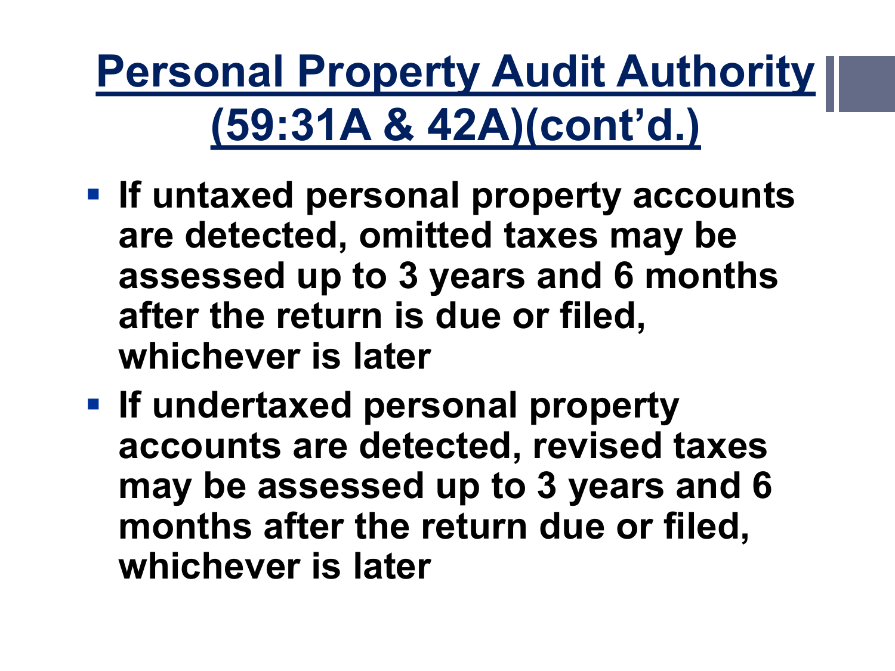# Personal Property Audit Authority (59:31A & 42A)(cont'd.)

- **If untaxed personal property accounts are detected, omitted taxes may be assessed up to 3 years and 6 months after the return is due or filed, whichever is later**
- **If undertaxed personal property accounts are detected, revised taxes may be assessed up to 3 years and 6 months after the return due or filed, whichever is later**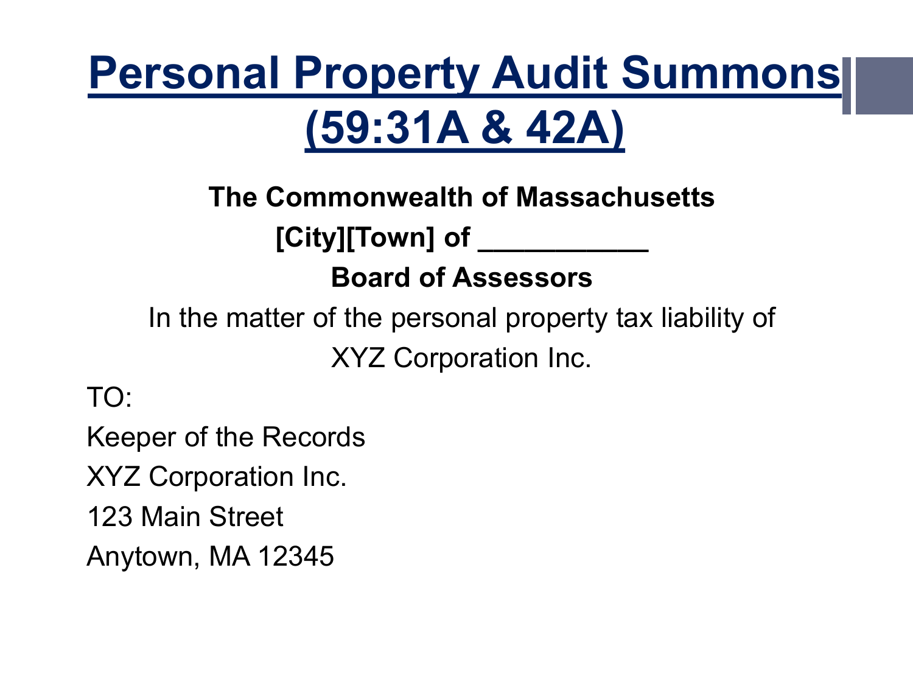# Personal Property Audit Summons (59:31A & 42A)

**The Commonwealth of Massachusetts**

**[City][Town] of ___________**

**Board of Assessors**

In the matter of the personal property tax liability of

XYZ Corporation Inc.

TO:

Keeper of the Records

XYZ Corporation Inc.

123 Main Street

Anytown, MA 12345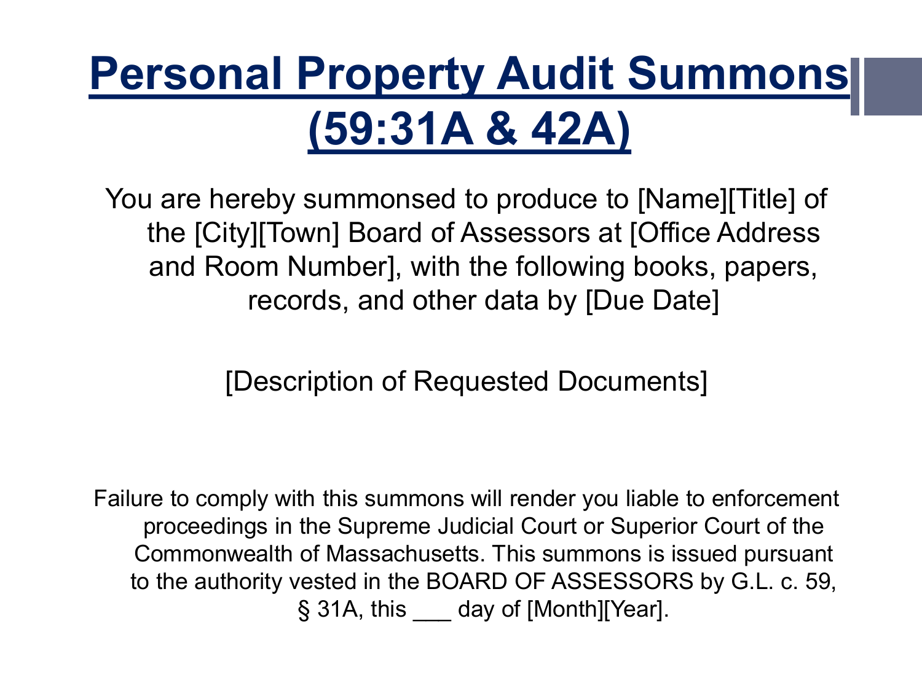# Personal Property Audit Summons (59:31A & 42A)

You are hereby summonsed to produce to [Name][Title] of the [City][Town] Board of Assessors at [Office Address and Room Number], with the following books, papers, records, and other data by [Due Date]

[Description of Requested Documents]

Failure to comply with this summons will render you liable to enforcement proceedings in the Supreme Judicial Court or Superior Court of the Commonwealth of Massachusetts. This summons is issued pursuant to the authority vested in the BOARD OF ASSESSORS by G.L. c. 59, § 31A, this ___ day of [Month][Year].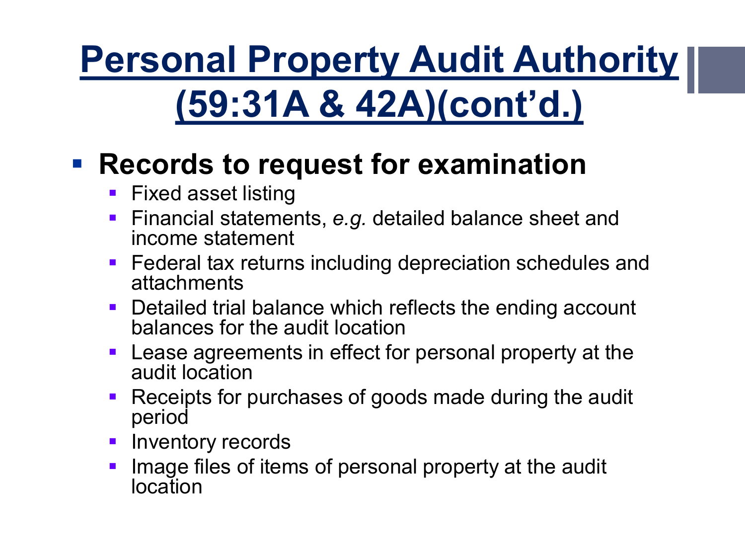# Personal Property Audit Authority (59:31A & 42A)(cont'd.)

- **Records to request for examination**
  - Fixed asset listing
  - Financial statements, *e.g.* detailed balance sheet and income statement
  - Federal tax returns including depreciation schedules and attachments
  - Detailed trial balance which reflects the ending account balances for the audit location
  - Lease agreements in effect for personal property at the audit location
  - Receipts for purchases of goods made during the audit period
  - Inventory records
  - Image files of items of personal property at the audit location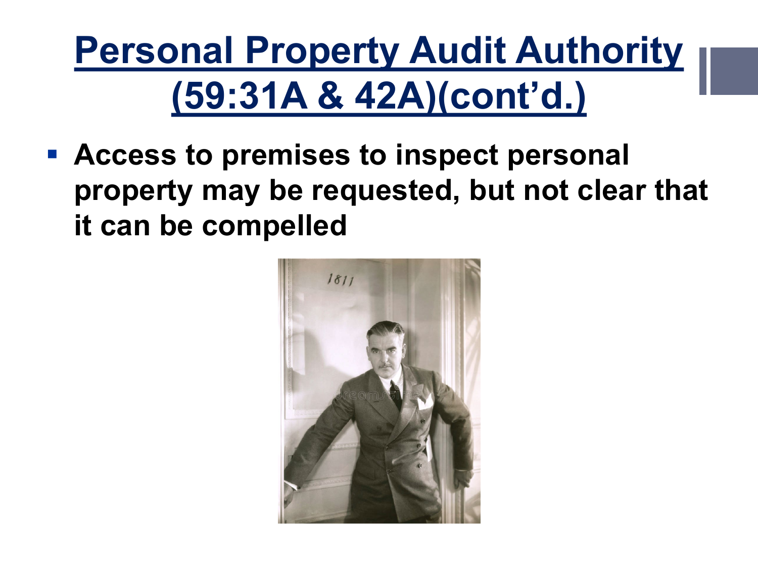# Personal Property Audit Authority (59:31A & 42A)(cont'd.)

- **Access to premises to inspect personal property may be requested, but not clear that it can be compelled**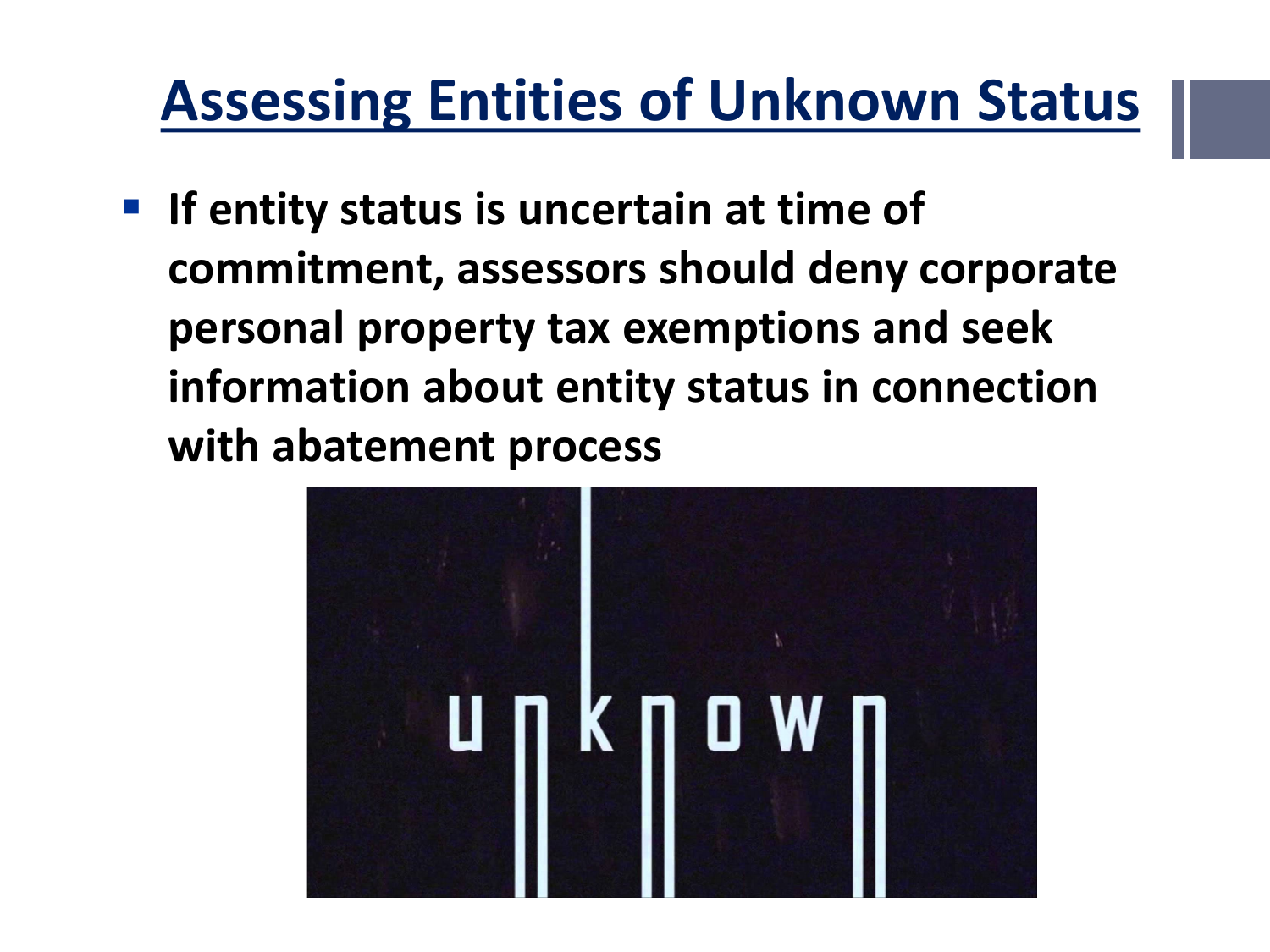# Assessing Entities of Unknown Status

- **If entity status is uncertain at time of commitment, assessors should deny corporate personal property tax exemptions and seek information about entity status in connection with abatement process**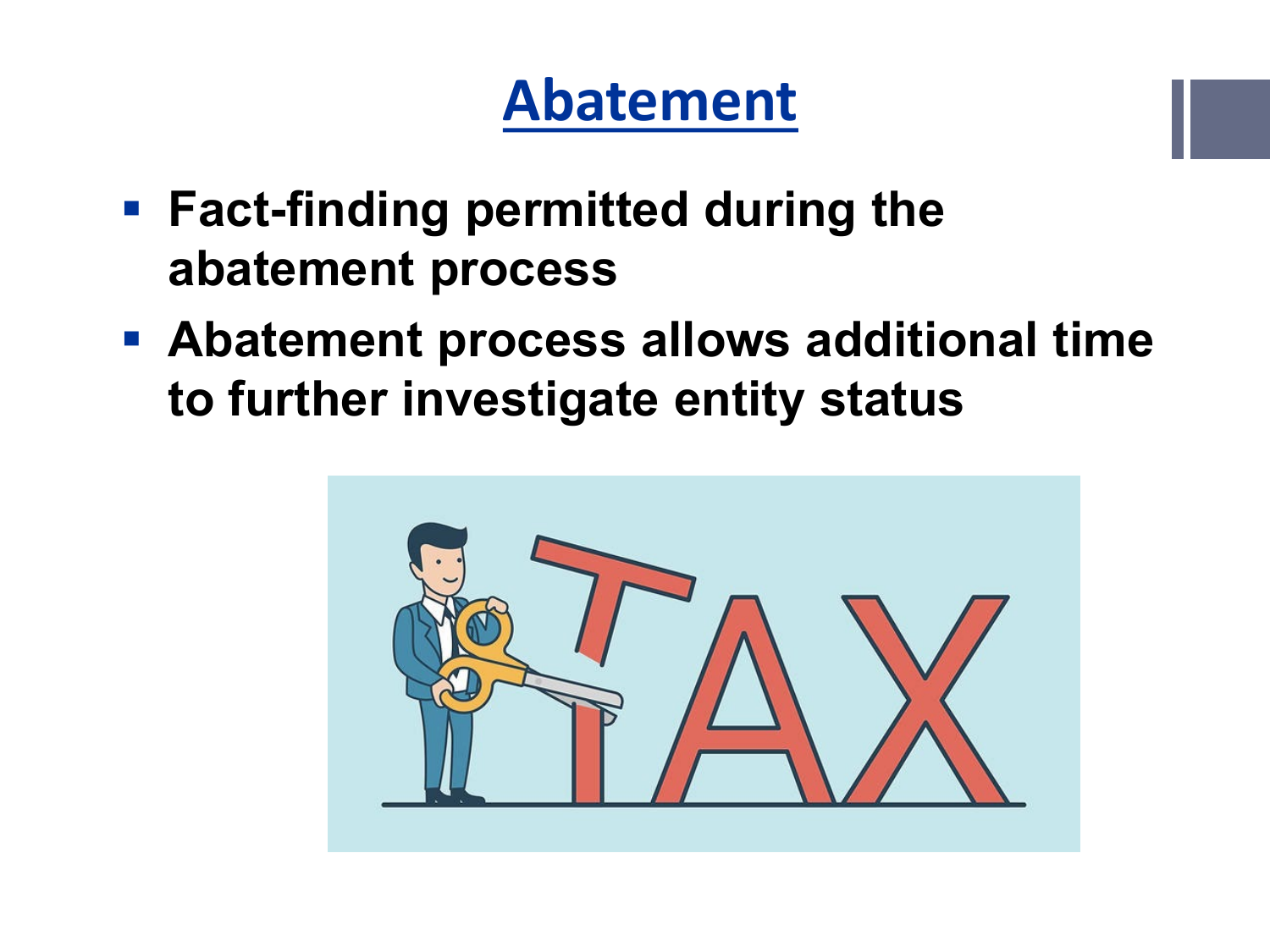# Abatement

- **Fact-finding permitted during the abatement process**
- **Abatement process allows additional time to further investigate entity status**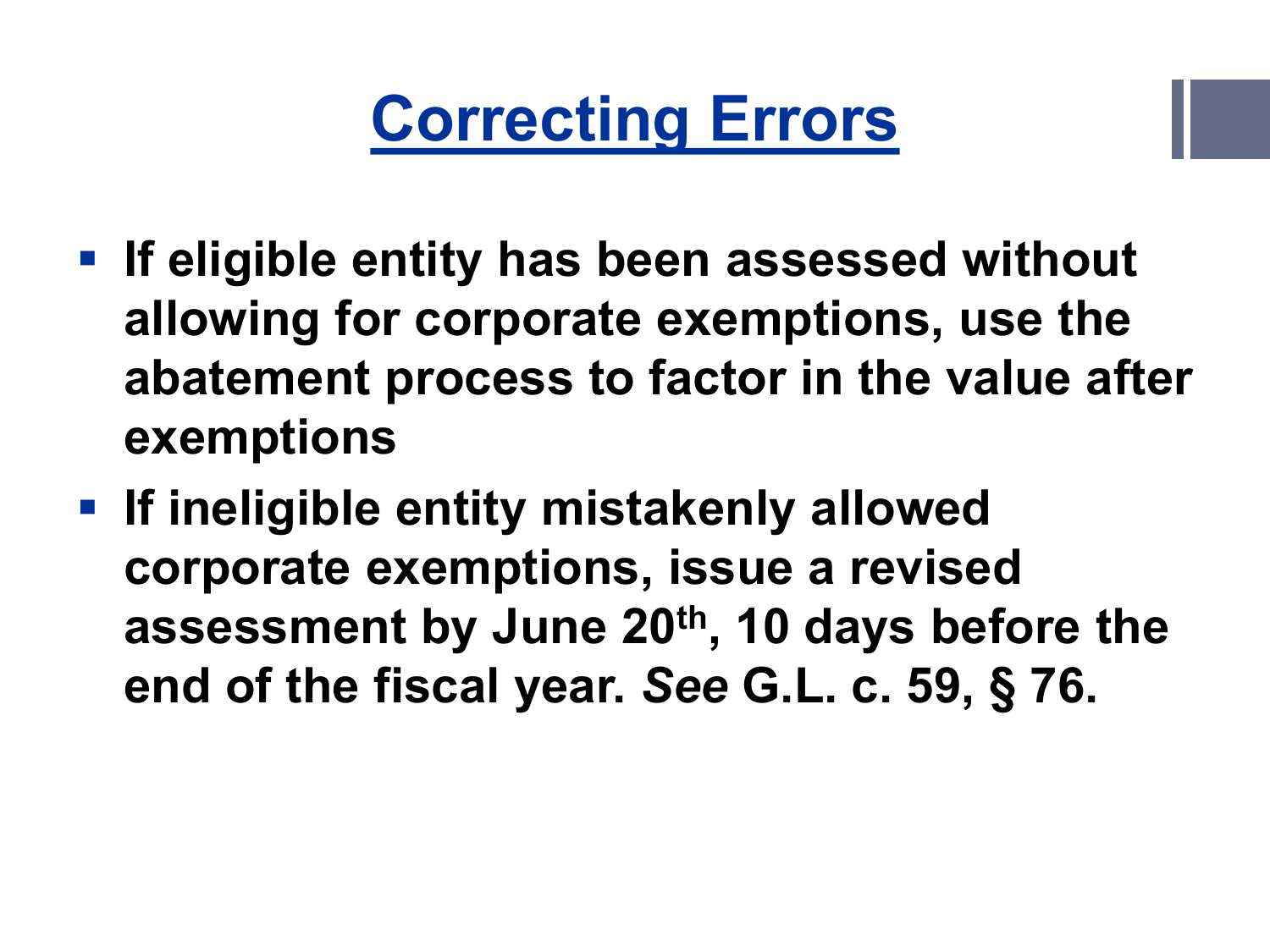# Correcting Errors

- **If eligible entity has been assessed without allowing for corporate exemptions, use the abatement process to factor in the value after exemptions**
- **If ineligible entity mistakenly allowed corporate exemptions, issue a revised assessment by June 20th, 10 days before the end of the fiscal year. *See* G.L. c. 59, § 76.**